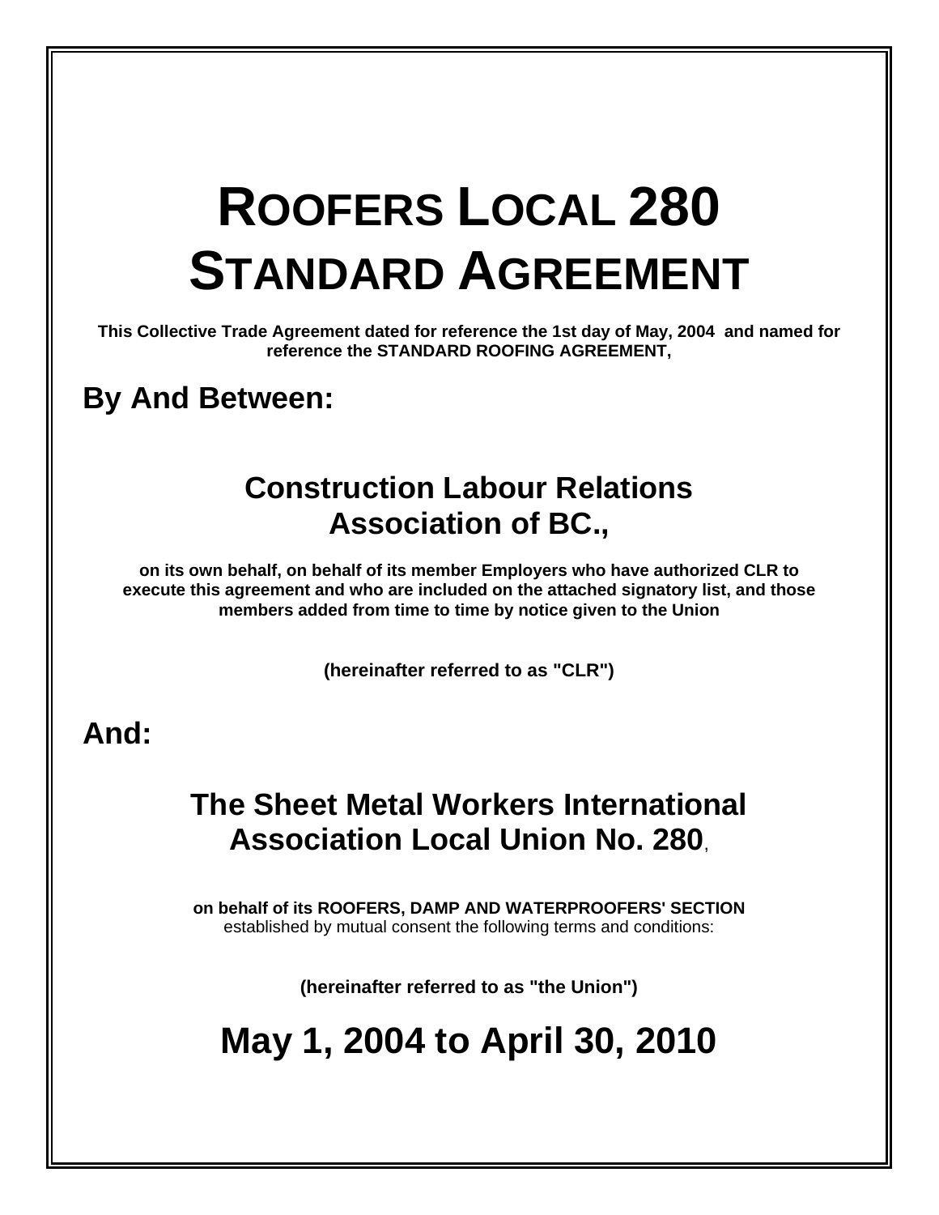# ROOFERS LOCAL 280 STANDARD AGREEMENT

**This Collective Trade Agreement dated for reference the 1st day of May, 2004 and named for reference the STANDARD ROOFING AGREEMENT,**

## By And Between:

### Construction Labour Relations Association of BC.,

**on its own behalf, on behalf of its member Employers who have authorized CLR to execute this agreement and who are included on the attached signatory list, and those members added from time to time by notice given to the Union**

**(hereinafter referred to as "CLR")**

## And:

### The Sheet Metal Workers International Association Local Union No. 280,

**on behalf of its ROOFERS, DAMP AND WATERPROOFERS' SECTION** established by mutual consent the following terms and conditions:

**(hereinafter referred to as "the Union")**

## May 1, 2004 to April 30, 2010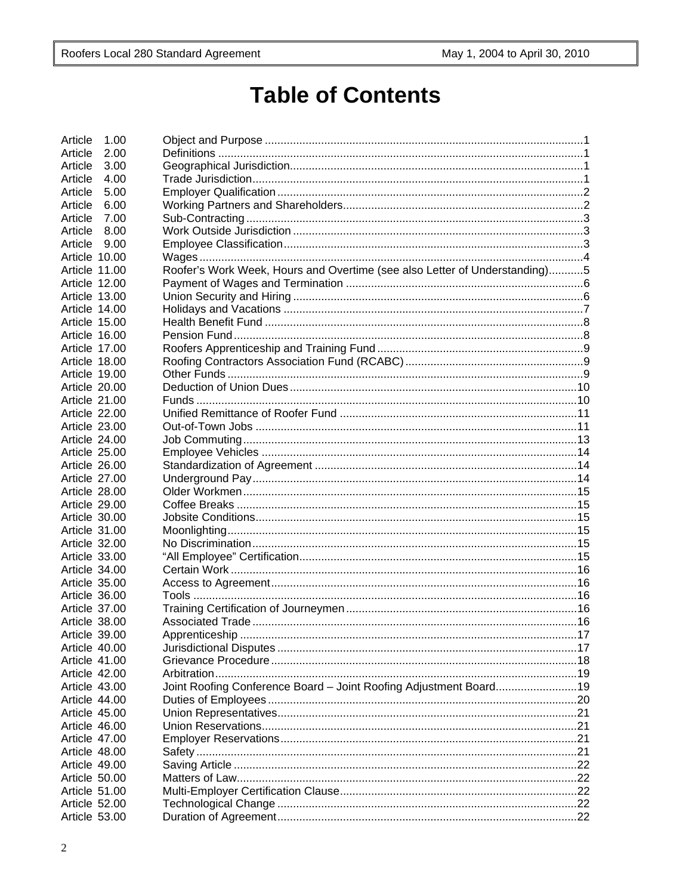# Table of Contents

| Article | Title | Page |
|---|---|---|
| Article 1.00 | Object and Purpose | 1 |
| Article 2.00 | Definitions | 1 |
| Article 3.00 | Geographical Jurisdiction | 1 |
| Article 4.00 | Trade Jurisdiction | 1 |
| Article 5.00 | Employer Qualification | 2 |
| Article 6.00 | Working Partners and Shareholders | 2 |
| Article 7.00 | Sub-Contracting | 3 |
| Article 8.00 | Work Outside Jurisdiction | 3 |
| Article 9.00 | Employee Classification | 3 |
| Article 10.00 | Wages | 4 |
| Article 11.00 | Roofer's Work Week, Hours and Overtime (see also Letter of Understanding) | 5 |
| Article 12.00 | Payment of Wages and Termination | 6 |
| Article 13.00 | Union Security and Hiring | 6 |
| Article 14.00 | Holidays and Vacations | 7 |
| Article 15.00 | Health Benefit Fund | 8 |
| Article 16.00 | Pension Fund | 8 |
| Article 17.00 | Roofers Apprenticeship and Training Fund | 9 |
| Article 18.00 | Roofing Contractors Association Fund (RCABC) | 9 |
| Article 19.00 | Other Funds | 9 |
| Article 20.00 | Deduction of Union Dues | 10 |
| Article 21.00 | Funds | 10 |
| Article 22.00 | Unified Remittance of Roofer Fund | 11 |
| Article 23.00 | Out-of-Town Jobs | 11 |
| Article 24.00 | Job Commuting | 13 |
| Article 25.00 | Employee Vehicles | 14 |
| Article 26.00 | Standardization of Agreement | 14 |
| Article 27.00 | Underground Pay | 14 |
| Article 28.00 | Older Workmen | 15 |
| Article 29.00 | Coffee Breaks | 15 |
| Article 30.00 | Jobsite Conditions | 15 |
| Article 31.00 | Moonlighting | 15 |
| Article 32.00 | No Discrimination | 15 |
| Article 33.00 | "All Employee" Certification | 15 |
| Article 34.00 | Certain Work | 16 |
| Article 35.00 | Access to Agreement | 16 |
| Article 36.00 | Tools | 16 |
| Article 37.00 | Training Certification of Journeymen | 16 |
| Article 38.00 | Associated Trade | 16 |
| Article 39.00 | Apprenticeship | 17 |
| Article 40.00 | Jurisdictional Disputes | 17 |
| Article 41.00 | Grievance Procedure | 18 |
| Article 42.00 | Arbitration | 19 |
| Article 43.00 | Joint Roofing Conference Board – Joint Roofing Adjustment Board | 19 |
| Article 44.00 | Duties of Employees | 20 |
| Article 45.00 | Union Representatives | 21 |
| Article 46.00 | Union Reservations | 21 |
| Article 47.00 | Employer Reservations | 21 |
| Article 48.00 | Safety | 21 |
| Article 49.00 | Saving Article | 22 |
| Article 50.00 | Matters of Law | 22 |
| Article 51.00 | Multi-Employer Certification Clause | 22 |
| Article 52.00 | Technological Change | 22 |
| Article 53.00 | Duration of Agreement | 22 |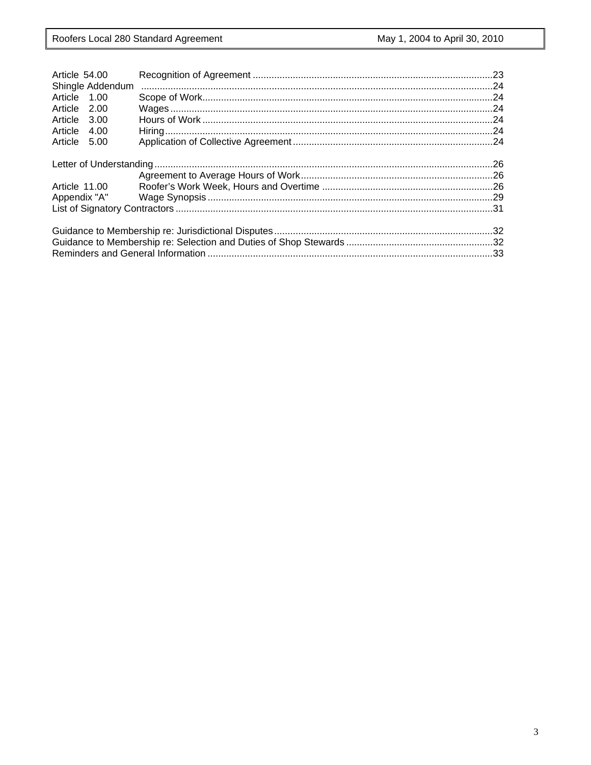| | | |
|---|---|---|
| Article 54.00 | Recognition of Agreement | 23 |
| Shingle Addendum | | 24 |
| Article 1.00 | Scope of Work | 24 |
| Article 2.00 | Wages | 24 |
| Article 3.00 | Hours of Work | 24 |
| Article 4.00 | Hiring | 24 |
| Article 5.00 | Application of Collective Agreement | 24 |
| Letter of Understanding | | 26 |
| | Agreement to Average Hours of Work | 26 |
| Article 11.00 | Roofer's Work Week, Hours and Overtime | 26 |
| Appendix "A" | Wage Synopsis | 29 |
| List of Signatory Contractors | | 31 |
| Guidance to Membership re: Jurisdictional Disputes | | 32 |
| Guidance to Membership re: Selection and Duties of Shop Stewards | | 32 |
| Reminders and General Information | | 33 |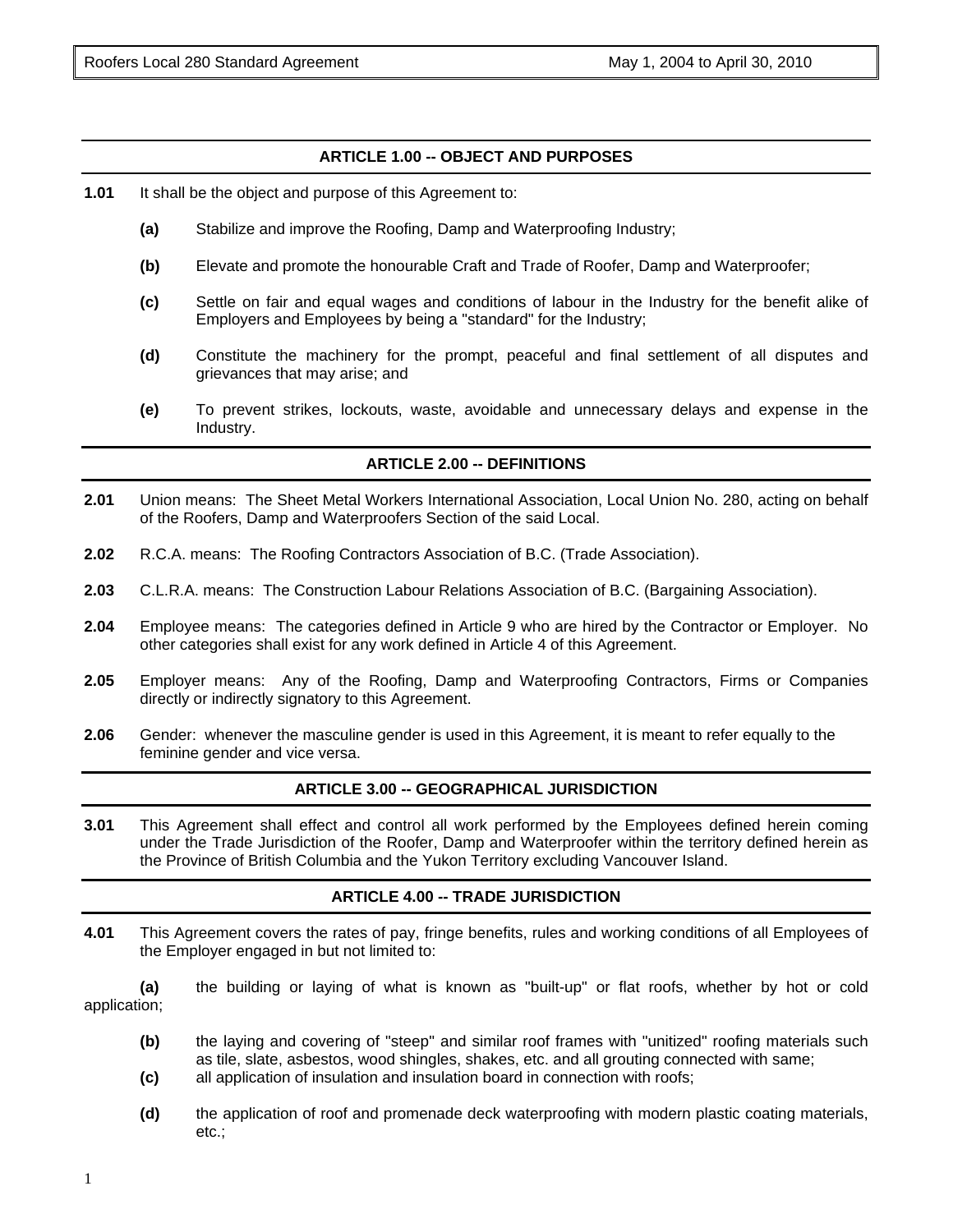## ARTICLE 1.00 -- OBJECT AND PURPOSES

**1.01** It shall be the object and purpose of this Agreement to:

- **(a)** Stabilize and improve the Roofing, Damp and Waterproofing Industry;
- **(b)** Elevate and promote the honourable Craft and Trade of Roofer, Damp and Waterproofer;
- **(c)** Settle on fair and equal wages and conditions of labour in the Industry for the benefit alike of Employers and Employees by being a "standard" for the Industry;
- **(d)** Constitute the machinery for the prompt, peaceful and final settlement of all disputes and grievances that may arise; and
- **(e)** To prevent strikes, lockouts, waste, avoidable and unnecessary delays and expense in the Industry.

## ARTICLE 2.00 -- DEFINITIONS

**2.01** Union means: The Sheet Metal Workers International Association, Local Union No. 280, acting on behalf of the Roofers, Damp and Waterproofers Section of the said Local.

**2.02** R.C.A. means: The Roofing Contractors Association of B.C. (Trade Association).

**2.03** C.L.R.A. means: The Construction Labour Relations Association of B.C. (Bargaining Association).

**2.04** Employee means: The categories defined in Article 9 who are hired by the Contractor or Employer. No other categories shall exist for any work defined in Article 4 of this Agreement.

**2.05** Employer means: Any of the Roofing, Damp and Waterproofing Contractors, Firms or Companies directly or indirectly signatory to this Agreement.

**2.06** Gender: whenever the masculine gender is used in this Agreement, it is meant to refer equally to the feminine gender and vice versa.

## ARTICLE 3.00 -- GEOGRAPHICAL JURISDICTION

**3.01** This Agreement shall effect and control all work performed by the Employees defined herein coming under the Trade Jurisdiction of the Roofer, Damp and Waterproofer within the territory defined herein as the Province of British Columbia and the Yukon Territory excluding Vancouver Island.

## ARTICLE 4.00 -- TRADE JURISDICTION

**4.01** This Agreement covers the rates of pay, fringe benefits, rules and working conditions of all Employees of the Employer engaged in but not limited to:

- **(a)** the building or laying of what is known as "built-up" or flat roofs, whether by hot or cold application;
- **(b)** the laying and covering of "steep" and similar roof frames with "unitized" roofing materials such as tile, slate, asbestos, wood shingles, shakes, etc. and all grouting connected with same;
- **(c)** all application of insulation and insulation board in connection with roofs;
- **(d)** the application of roof and promenade deck waterproofing with modern plastic coating materials, etc.;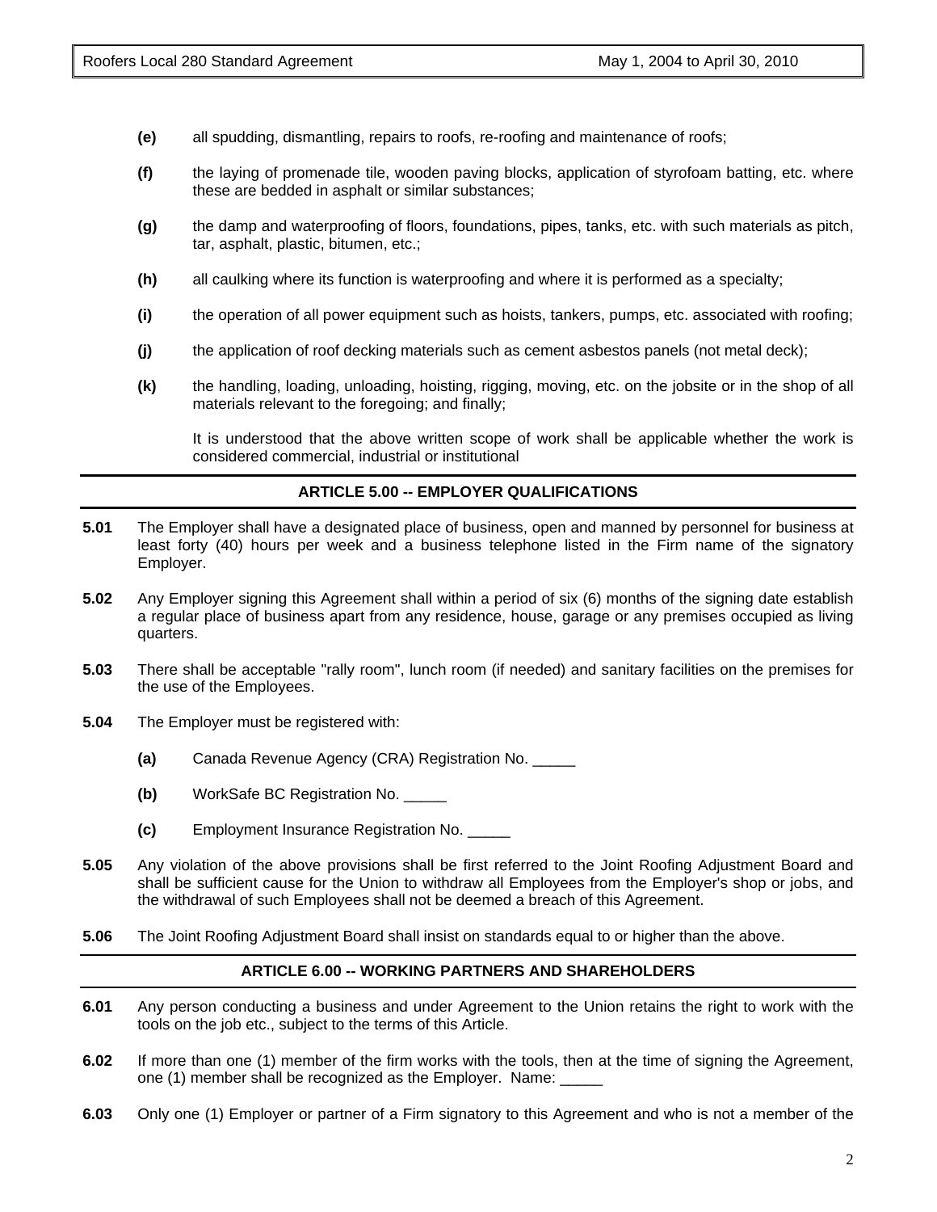**(e)** all spudding, dismantling, repairs to roofs, re-roofing and maintenance of roofs;

**(f)** the laying of promenade tile, wooden paving blocks, application of styrofoam batting, etc. where these are bedded in asphalt or similar substances;

**(g)** the damp and waterproofing of floors, foundations, pipes, tanks, etc. with such materials as pitch, tar, asphalt, plastic, bitumen, etc.;

**(h)** all caulking where its function is waterproofing and where it is performed as a specialty;

**(i)** the operation of all power equipment such as hoists, tankers, pumps, etc. associated with roofing;

**(j)** the application of roof decking materials such as cement asbestos panels (not metal deck);

**(k)** the handling, loading, unloading, hoisting, rigging, moving, etc. on the jobsite or in the shop of all materials relevant to the foregoing; and finally;

It is understood that the above written scope of work shall be applicable whether the work is considered commercial, industrial or institutional

## ARTICLE 5.00 -- EMPLOYER QUALIFICATIONS

**5.01** The Employer shall have a designated place of business, open and manned by personnel for business at least forty (40) hours per week and a business telephone listed in the Firm name of the signatory Employer.

**5.02** Any Employer signing this Agreement shall within a period of six (6) months of the signing date establish a regular place of business apart from any residence, house, garage or any premises occupied as living quarters.

**5.03** There shall be acceptable "rally room", lunch room (if needed) and sanitary facilities on the premises for the use of the Employees.

**5.04** The Employer must be registered with:

**(a)** Canada Revenue Agency (CRA) Registration No. _____

**(b)** WorkSafe BC Registration No. _____

**(c)** Employment Insurance Registration No. _____

**5.05** Any violation of the above provisions shall be first referred to the Joint Roofing Adjustment Board and shall be sufficient cause for the Union to withdraw all Employees from the Employer's shop or jobs, and the withdrawal of such Employees shall not be deemed a breach of this Agreement.

**5.06** The Joint Roofing Adjustment Board shall insist on standards equal to or higher than the above.

## ARTICLE 6.00 -- WORKING PARTNERS AND SHAREHOLDERS

**6.01** Any person conducting a business and under Agreement to the Union retains the right to work with the tools on the job etc., subject to the terms of this Article.

**6.02** If more than one (1) member of the firm works with the tools, then at the time of signing the Agreement, one (1) member shall be recognized as the Employer. Name: _____

**6.03** Only one (1) Employer or partner of a Firm signatory to this Agreement and who is not a member of the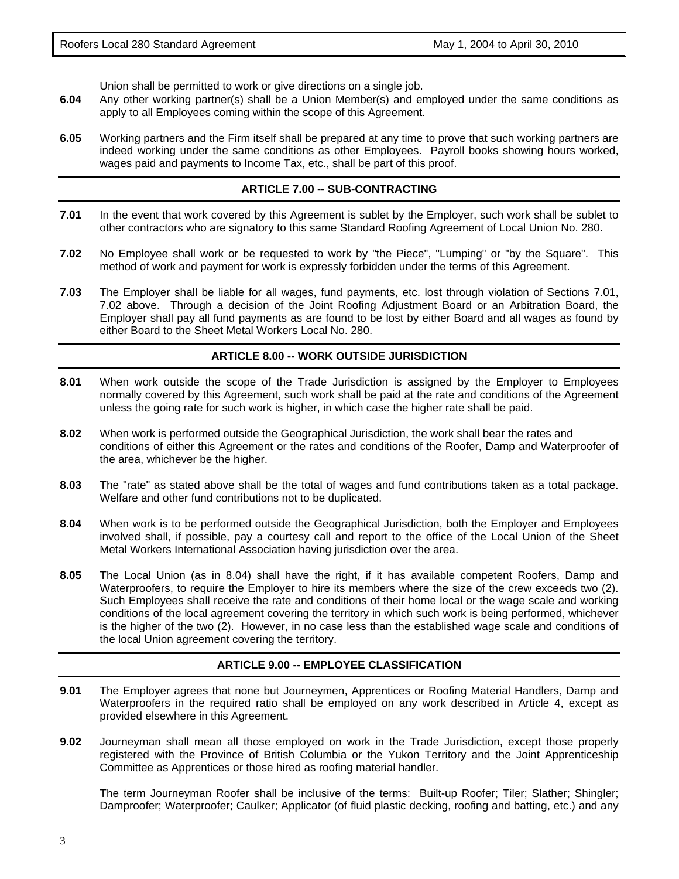Union shall be permitted to work or give directions on a single job.

**6.04** Any other working partner(s) shall be a Union Member(s) and employed under the same conditions as apply to all Employees coming within the scope of this Agreement.

**6.05** Working partners and the Firm itself shall be prepared at any time to prove that such working partners are indeed working under the same conditions as other Employees. Payroll books showing hours worked, wages paid and payments to Income Tax, etc., shall be part of this proof.

## ARTICLE 7.00 -- SUB-CONTRACTING

**7.01** In the event that work covered by this Agreement is sublet by the Employer, such work shall be sublet to other contractors who are signatory to this same Standard Roofing Agreement of Local Union No. 280.

**7.02** No Employee shall work or be requested to work by "the Piece", "Lumping" or "by the Square". This method of work and payment for work is expressly forbidden under the terms of this Agreement.

**7.03** The Employer shall be liable for all wages, fund payments, etc. lost through violation of Sections 7.01, 7.02 above. Through a decision of the Joint Roofing Adjustment Board or an Arbitration Board, the Employer shall pay all fund payments as are found to be lost by either Board and all wages as found by either Board to the Sheet Metal Workers Local No. 280.

## ARTICLE 8.00 -- WORK OUTSIDE JURISDICTION

**8.01** When work outside the scope of the Trade Jurisdiction is assigned by the Employer to Employees normally covered by this Agreement, such work shall be paid at the rate and conditions of the Agreement unless the going rate for such work is higher, in which case the higher rate shall be paid.

**8.02** When work is performed outside the Geographical Jurisdiction, the work shall bear the rates and conditions of either this Agreement or the rates and conditions of the Roofer, Damp and Waterproofer of the area, whichever be the higher.

**8.03** The "rate" as stated above shall be the total of wages and fund contributions taken as a total package. Welfare and other fund contributions not to be duplicated.

**8.04** When work is to be performed outside the Geographical Jurisdiction, both the Employer and Employees involved shall, if possible, pay a courtesy call and report to the office of the Local Union of the Sheet Metal Workers International Association having jurisdiction over the area.

**8.05** The Local Union (as in 8.04) shall have the right, if it has available competent Roofers, Damp and Waterproofers, to require the Employer to hire its members where the size of the crew exceeds two (2). Such Employees shall receive the rate and conditions of their home local or the wage scale and working conditions of the local agreement covering the territory in which such work is being performed, whichever is the higher of the two (2). However, in no case less than the established wage scale and conditions of the local Union agreement covering the territory.

## ARTICLE 9.00 -- EMPLOYEE CLASSIFICATION

**9.01** The Employer agrees that none but Journeymen, Apprentices or Roofing Material Handlers, Damp and Waterproofers in the required ratio shall be employed on any work described in Article 4, except as provided elsewhere in this Agreement.

**9.02** Journeyman shall mean all those employed on work in the Trade Jurisdiction, except those properly registered with the Province of British Columbia or the Yukon Territory and the Joint Apprenticeship Committee as Apprentices or those hired as roofing material handler.

The term Journeyman Roofer shall be inclusive of the terms: Built-up Roofer; Tiler; Slather; Shingler; Damproofer; Waterproofer; Caulker; Applicator (of fluid plastic decking, roofing and batting, etc.) and any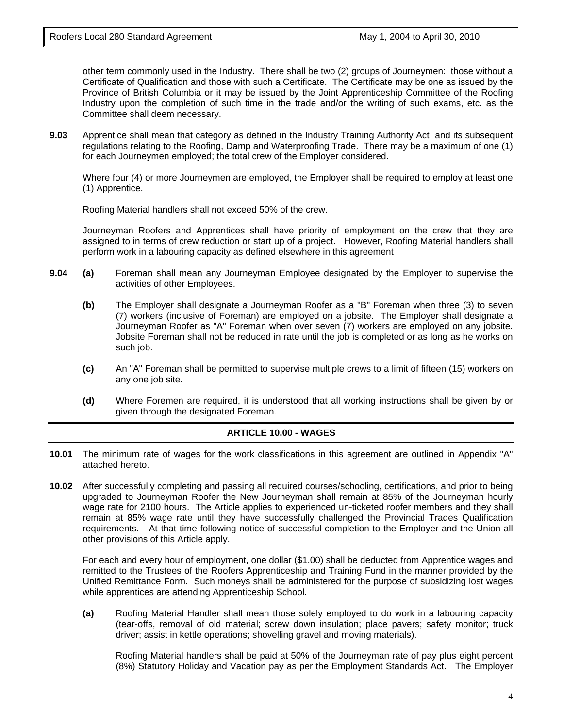other term commonly used in the Industry. There shall be two (2) groups of Journeymen: those without a Certificate of Qualification and those with such a Certificate. The Certificate may be one as issued by the Province of British Columbia or it may be issued by the Joint Apprenticeship Committee of the Roofing Industry upon the completion of such time in the trade and/or the writing of such exams, etc. as the Committee shall deem necessary.

**9.03** Apprentice shall mean that category as defined in the Industry Training Authority Act and its subsequent regulations relating to the Roofing, Damp and Waterproofing Trade. There may be a maximum of one (1) for each Journeymen employed; the total crew of the Employer considered.

Where four (4) or more Journeymen are employed, the Employer shall be required to employ at least one (1) Apprentice.

Roofing Material handlers shall not exceed 50% of the crew.

Journeyman Roofers and Apprentices shall have priority of employment on the crew that they are assigned to in terms of crew reduction or start up of a project. However, Roofing Material handlers shall perform work in a labouring capacity as defined elsewhere in this agreement

**9.04** **(a)** Foreman shall mean any Journeyman Employee designated by the Employer to supervise the activities of other Employees.

**(b)** The Employer shall designate a Journeyman Roofer as a "B" Foreman when three (3) to seven (7) workers (inclusive of Foreman) are employed on a jobsite. The Employer shall designate a Journeyman Roofer as "A" Foreman when over seven (7) workers are employed on any jobsite. Jobsite Foreman shall not be reduced in rate until the job is completed or as long as he works on such job.

**(c)** An "A" Foreman shall be permitted to supervise multiple crews to a limit of fifteen (15) workers on any one job site.

**(d)** Where Foremen are required, it is understood that all working instructions shall be given by or given through the designated Foreman.

## ARTICLE 10.00 - WAGES

**10.01** The minimum rate of wages for the work classifications in this agreement are outlined in Appendix "A" attached hereto.

**10.02** After successfully completing and passing all required courses/schooling, certifications, and prior to being upgraded to Journeyman Roofer the New Journeyman shall remain at 85% of the Journeyman hourly wage rate for 2100 hours. The Article applies to experienced un-ticketed roofer members and they shall remain at 85% wage rate until they have successfully challenged the Provincial Trades Qualification requirements. At that time following notice of successful completion to the Employer and the Union all other provisions of this Article apply.

For each and every hour of employment, one dollar ($1.00) shall be deducted from Apprentice wages and remitted to the Trustees of the Roofers Apprenticeship and Training Fund in the manner provided by the Unified Remittance Form. Such moneys shall be administered for the purpose of subsidizing lost wages while apprentices are attending Apprenticeship School.

**(a)** Roofing Material Handler shall mean those solely employed to do work in a labouring capacity (tear-offs, removal of old material; screw down insulation; place pavers; safety monitor; truck driver; assist in kettle operations; shovelling gravel and moving materials).

Roofing Material handlers shall be paid at 50% of the Journeyman rate of pay plus eight percent (8%) Statutory Holiday and Vacation pay as per the Employment Standards Act. The Employer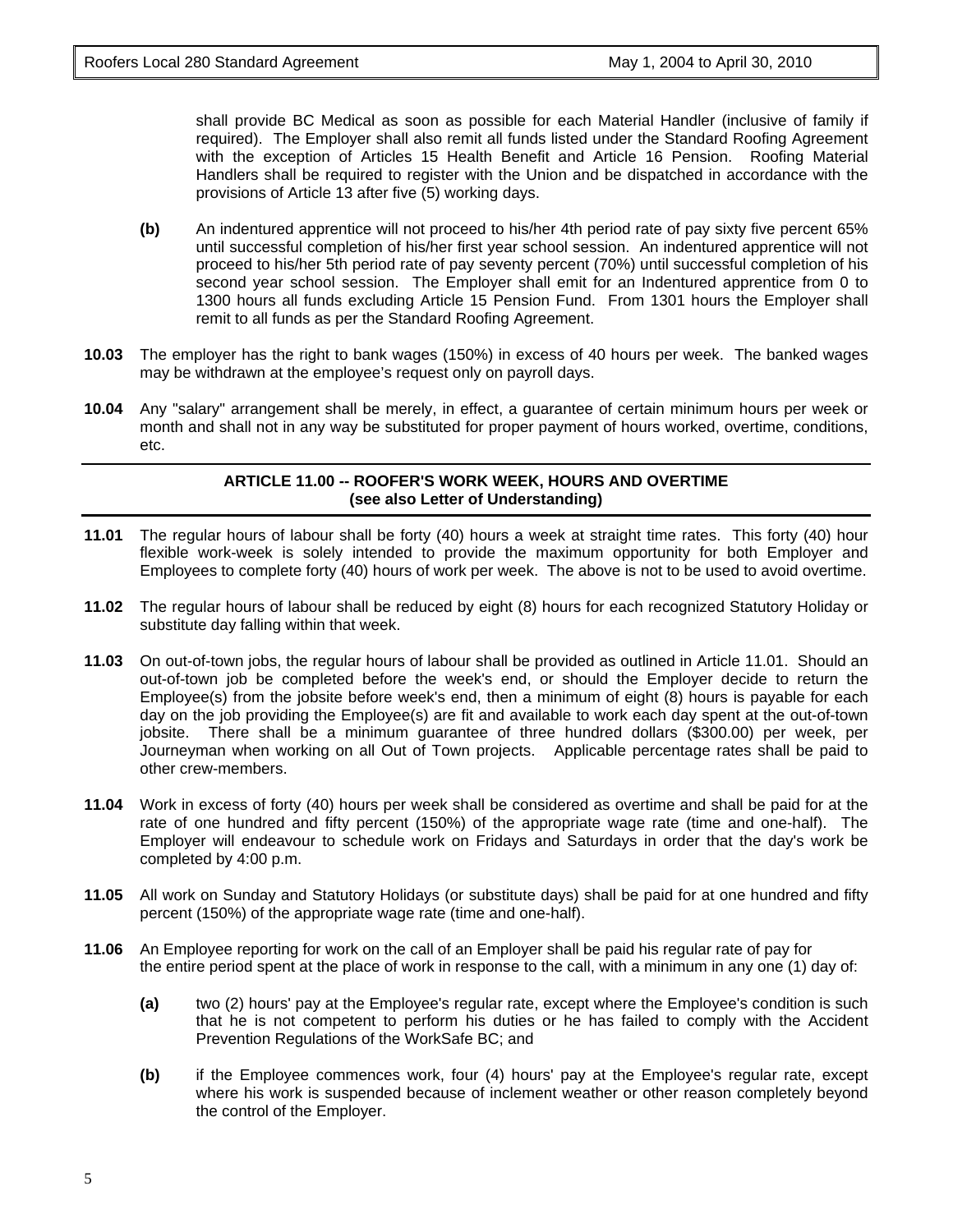shall provide BC Medical as soon as possible for each Material Handler (inclusive of family if required). The Employer shall also remit all funds listed under the Standard Roofing Agreement with the exception of Articles 15 Health Benefit and Article 16 Pension. Roofing Material Handlers shall be required to register with the Union and be dispatched in accordance with the provisions of Article 13 after five (5) working days.

**(b)** An indentured apprentice will not proceed to his/her 4th period rate of pay sixty five percent 65% until successful completion of his/her first year school session. An indentured apprentice will not proceed to his/her 5th period rate of pay seventy percent (70%) until successful completion of his second year school session. The Employer shall emit for an Indentured apprentice from 0 to 1300 hours all funds excluding Article 15 Pension Fund. From 1301 hours the Employer shall remit to all funds as per the Standard Roofing Agreement.

**10.03** The employer has the right to bank wages (150%) in excess of 40 hours per week. The banked wages may be withdrawn at the employee's request only on payroll days.

**10.04** Any "salary" arrangement shall be merely, in effect, a guarantee of certain minimum hours per week or month and shall not in any way be substituted for proper payment of hours worked, overtime, conditions, etc.

## ARTICLE 11.00 -- ROOFER'S WORK WEEK, HOURS AND OVERTIME (see also Letter of Understanding)

**11.01** The regular hours of labour shall be forty (40) hours a week at straight time rates. This forty (40) hour flexible work-week is solely intended to provide the maximum opportunity for both Employer and Employees to complete forty (40) hours of work per week. The above is not to be used to avoid overtime.

**11.02** The regular hours of labour shall be reduced by eight (8) hours for each recognized Statutory Holiday or substitute day falling within that week.

**11.03** On out-of-town jobs, the regular hours of labour shall be provided as outlined in Article 11.01. Should an out-of-town job be completed before the week's end, or should the Employer decide to return the Employee(s) from the jobsite before week's end, then a minimum of eight (8) hours is payable for each day on the job providing the Employee(s) are fit and available to work each day spent at the out-of-town jobsite. There shall be a minimum guarantee of three hundred dollars ($300.00) per week, per Journeyman when working on all Out of Town projects. Applicable percentage rates shall be paid to other crew-members.

**11.04** Work in excess of forty (40) hours per week shall be considered as overtime and shall be paid for at the rate of one hundred and fifty percent (150%) of the appropriate wage rate (time and one-half). The Employer will endeavour to schedule work on Fridays and Saturdays in order that the day's work be completed by 4:00 p.m.

**11.05** All work on Sunday and Statutory Holidays (or substitute days) shall be paid for at one hundred and fifty percent (150%) of the appropriate wage rate (time and one-half).

**11.06** An Employee reporting for work on the call of an Employer shall be paid his regular rate of pay for the entire period spent at the place of work in response to the call, with a minimum in any one (1) day of:

**(a)** two (2) hours' pay at the Employee's regular rate, except where the Employee's condition is such that he is not competent to perform his duties or he has failed to comply with the Accident Prevention Regulations of the WorkSafe BC; and

**(b)** if the Employee commences work, four (4) hours' pay at the Employee's regular rate, except where his work is suspended because of inclement weather or other reason completely beyond the control of the Employer.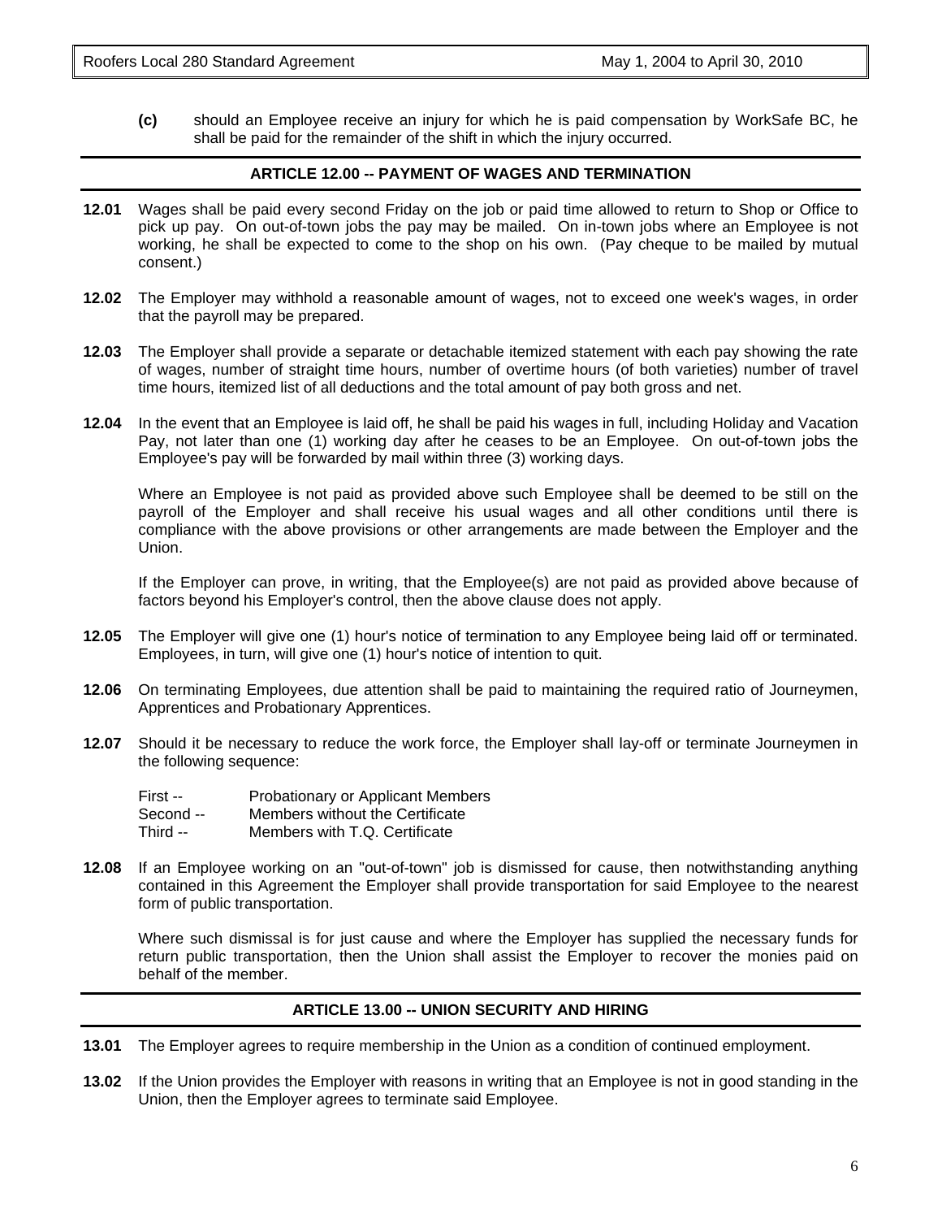**(c)** should an Employee receive an injury for which he is paid compensation by WorkSafe BC, he shall be paid for the remainder of the shift in which the injury occurred.

## ARTICLE 12.00 -- PAYMENT OF WAGES AND TERMINATION

**12.01** Wages shall be paid every second Friday on the job or paid time allowed to return to Shop or Office to pick up pay. On out-of-town jobs the pay may be mailed. On in-town jobs where an Employee is not working, he shall be expected to come to the shop on his own. (Pay cheque to be mailed by mutual consent.)

**12.02** The Employer may withhold a reasonable amount of wages, not to exceed one week's wages, in order that the payroll may be prepared.

**12.03** The Employer shall provide a separate or detachable itemized statement with each pay showing the rate of wages, number of straight time hours, number of overtime hours (of both varieties) number of travel time hours, itemized list of all deductions and the total amount of pay both gross and net.

**12.04** In the event that an Employee is laid off, he shall be paid his wages in full, including Holiday and Vacation Pay, not later than one (1) working day after he ceases to be an Employee. On out-of-town jobs the Employee's pay will be forwarded by mail within three (3) working days.

Where an Employee is not paid as provided above such Employee shall be deemed to be still on the payroll of the Employer and shall receive his usual wages and all other conditions until there is compliance with the above provisions or other arrangements are made between the Employer and the Union.

If the Employer can prove, in writing, that the Employee(s) are not paid as provided above because of factors beyond his Employer's control, then the above clause does not apply.

**12.05** The Employer will give one (1) hour's notice of termination to any Employee being laid off or terminated. Employees, in turn, will give one (1) hour's notice of intention to quit.

**12.06** On terminating Employees, due attention shall be paid to maintaining the required ratio of Journeymen, Apprentices and Probationary Apprentices.

**12.07** Should it be necessary to reduce the work force, the Employer shall lay-off or terminate Journeymen in the following sequence:

First -- Probationary or Applicant Members
Second -- Members without the Certificate
Third -- Members with T.Q. Certificate

**12.08** If an Employee working on an "out-of-town" job is dismissed for cause, then notwithstanding anything contained in this Agreement the Employer shall provide transportation for said Employee to the nearest form of public transportation.

Where such dismissal is for just cause and where the Employer has supplied the necessary funds for return public transportation, then the Union shall assist the Employer to recover the monies paid on behalf of the member.

## ARTICLE 13.00 -- UNION SECURITY AND HIRING

**13.01** The Employer agrees to require membership in the Union as a condition of continued employment.

**13.02** If the Union provides the Employer with reasons in writing that an Employee is not in good standing in the Union, then the Employer agrees to terminate said Employee.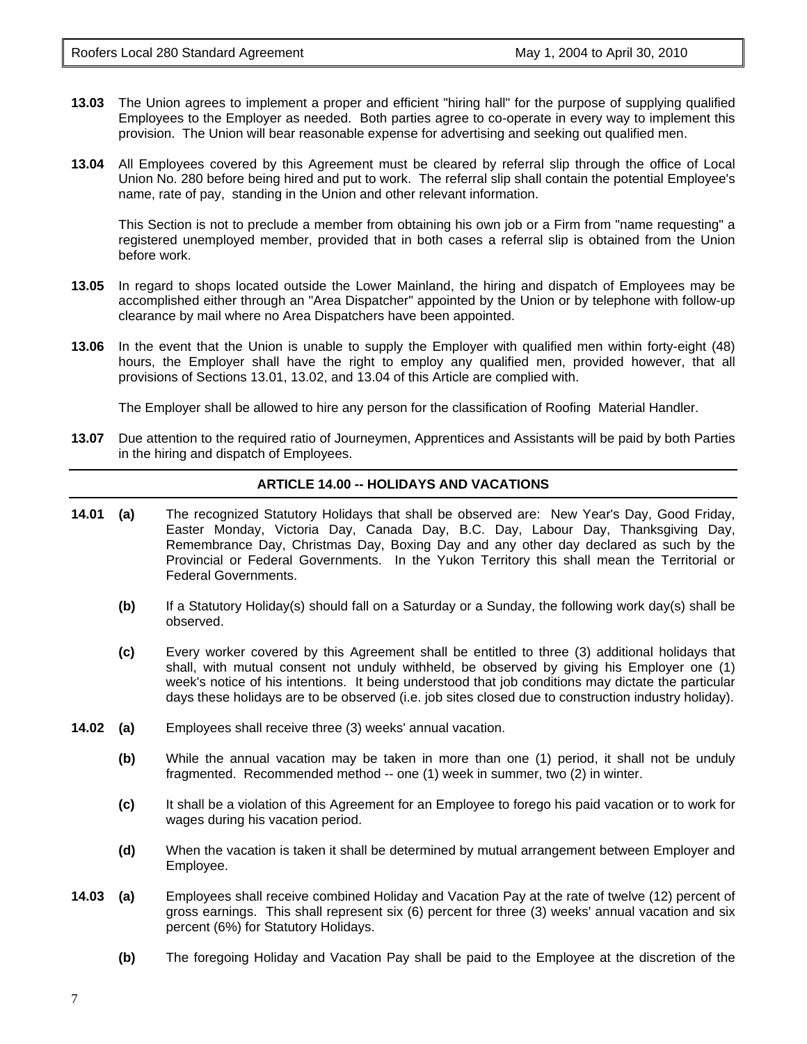**13.03** The Union agrees to implement a proper and efficient "hiring hall" for the purpose of supplying qualified Employees to the Employer as needed. Both parties agree to co-operate in every way to implement this provision. The Union will bear reasonable expense for advertising and seeking out qualified men.

**13.04** All Employees covered by this Agreement must be cleared by referral slip through the office of Local Union No. 280 before being hired and put to work. The referral slip shall contain the potential Employee's name, rate of pay, standing in the Union and other relevant information.

This Section is not to preclude a member from obtaining his own job or a Firm from "name requesting" a registered unemployed member, provided that in both cases a referral slip is obtained from the Union before work.

**13.05** In regard to shops located outside the Lower Mainland, the hiring and dispatch of Employees may be accomplished either through an "Area Dispatcher" appointed by the Union or by telephone with follow-up clearance by mail where no Area Dispatchers have been appointed.

**13.06** In the event that the Union is unable to supply the Employer with qualified men within forty-eight (48) hours, the Employer shall have the right to employ any qualified men, provided however, that all provisions of Sections 13.01, 13.02, and 13.04 of this Article are complied with.

The Employer shall be allowed to hire any person for the classification of Roofing Material Handler.

**13.07** Due attention to the required ratio of Journeymen, Apprentices and Assistants will be paid by both Parties in the hiring and dispatch of Employees.

## ARTICLE 14.00 -- HOLIDAYS AND VACATIONS

**14.01** **(a)** The recognized Statutory Holidays that shall be observed are: New Year's Day, Good Friday, Easter Monday, Victoria Day, Canada Day, B.C. Day, Labour Day, Thanksgiving Day, Remembrance Day, Christmas Day, Boxing Day and any other day declared as such by the Provincial or Federal Governments. In the Yukon Territory this shall mean the Territorial or Federal Governments.

**(b)** If a Statutory Holiday(s) should fall on a Saturday or a Sunday, the following work day(s) shall be observed.

**(c)** Every worker covered by this Agreement shall be entitled to three (3) additional holidays that shall, with mutual consent not unduly withheld, be observed by giving his Employer one (1) week's notice of his intentions. It being understood that job conditions may dictate the particular days these holidays are to be observed (i.e. job sites closed due to construction industry holiday).

**14.02** **(a)** Employees shall receive three (3) weeks' annual vacation.

**(b)** While the annual vacation may be taken in more than one (1) period, it shall not be unduly fragmented. Recommended method -- one (1) week in summer, two (2) in winter.

**(c)** It shall be a violation of this Agreement for an Employee to forego his paid vacation or to work for wages during his vacation period.

**(d)** When the vacation is taken it shall be determined by mutual arrangement between Employer and Employee.

**14.03** **(a)** Employees shall receive combined Holiday and Vacation Pay at the rate of twelve (12) percent of gross earnings. This shall represent six (6) percent for three (3) weeks' annual vacation and six percent (6%) for Statutory Holidays.

**(b)** The foregoing Holiday and Vacation Pay shall be paid to the Employee at the discretion of the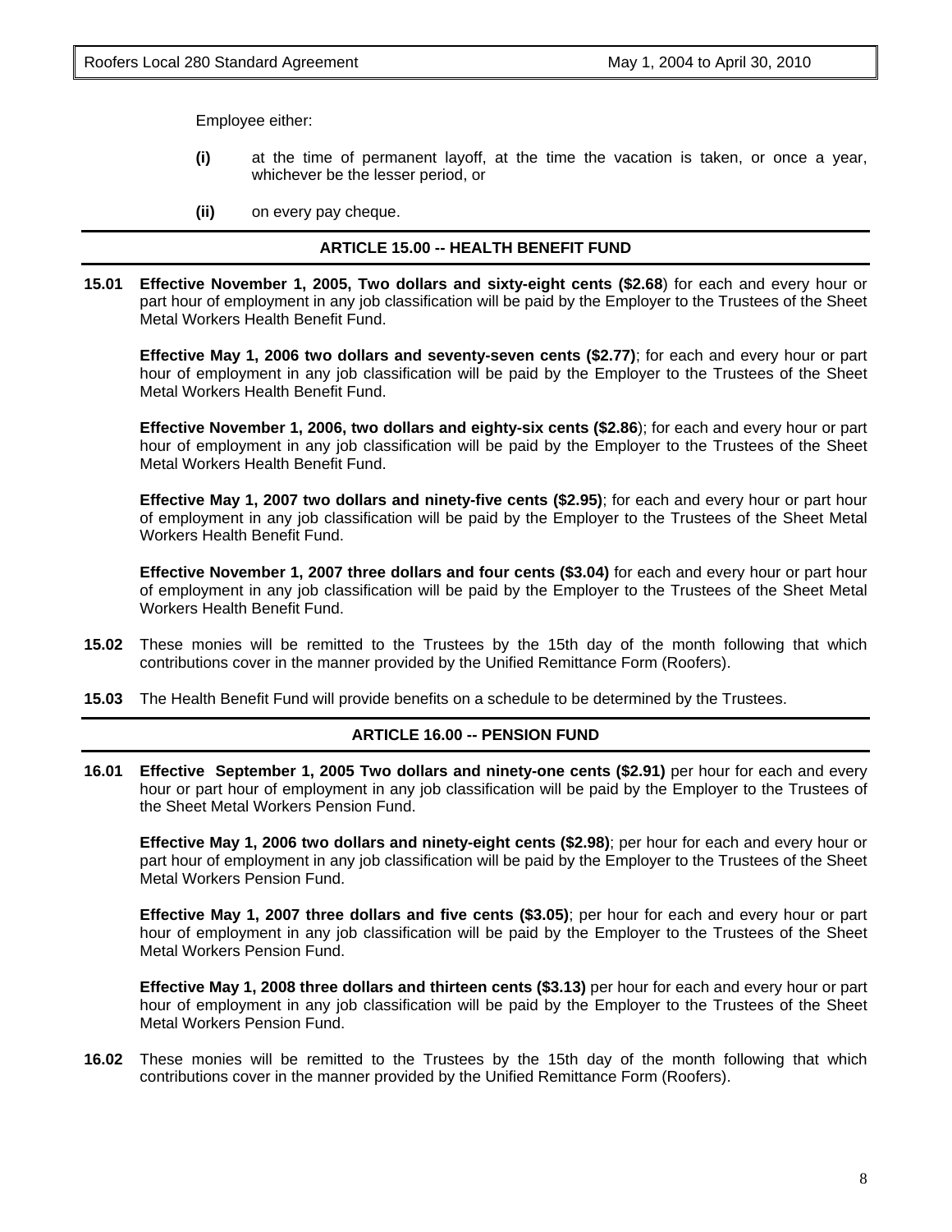Employee either:

**(i)** at the time of permanent layoff, at the time the vacation is taken, or once a year, whichever be the lesser period, or

**(ii)** on every pay cheque.

## ARTICLE 15.00 -- HEALTH BENEFIT FUND

**15.01** **Effective November 1, 2005, Two dollars and sixty-eight cents ($2.68**) for each and every hour or part hour of employment in any job classification will be paid by the Employer to the Trustees of the Sheet Metal Workers Health Benefit Fund.

**Effective May 1, 2006 two dollars and seventy-seven cents ($2.77)**; for each and every hour or part hour of employment in any job classification will be paid by the Employer to the Trustees of the Sheet Metal Workers Health Benefit Fund.

**Effective November 1, 2006, two dollars and eighty-six cents ($2.86**); for each and every hour or part hour of employment in any job classification will be paid by the Employer to the Trustees of the Sheet Metal Workers Health Benefit Fund.

**Effective May 1, 2007 two dollars and ninety-five cents ($2.95)**; for each and every hour or part hour of employment in any job classification will be paid by the Employer to the Trustees of the Sheet Metal Workers Health Benefit Fund.

**Effective November 1, 2007 three dollars and four cents ($3.04)** for each and every hour or part hour of employment in any job classification will be paid by the Employer to the Trustees of the Sheet Metal Workers Health Benefit Fund.

**15.02** These monies will be remitted to the Trustees by the 15th day of the month following that which contributions cover in the manner provided by the Unified Remittance Form (Roofers).

**15.03** The Health Benefit Fund will provide benefits on a schedule to be determined by the Trustees.

## ARTICLE 16.00 -- PENSION FUND

**16.01** **Effective September 1, 2005 Two dollars and ninety-one cents ($2.91)** per hour for each and every hour or part hour of employment in any job classification will be paid by the Employer to the Trustees of the Sheet Metal Workers Pension Fund.

**Effective May 1, 2006 two dollars and ninety-eight cents ($2.98)**; per hour for each and every hour or part hour of employment in any job classification will be paid by the Employer to the Trustees of the Sheet Metal Workers Pension Fund.

**Effective May 1, 2007 three dollars and five cents ($3.05)**; per hour for each and every hour or part hour of employment in any job classification will be paid by the Employer to the Trustees of the Sheet Metal Workers Pension Fund.

**Effective May 1, 2008 three dollars and thirteen cents ($3.13)** per hour for each and every hour or part hour of employment in any job classification will be paid by the Employer to the Trustees of the Sheet Metal Workers Pension Fund.

**16.02** These monies will be remitted to the Trustees by the 15th day of the month following that which contributions cover in the manner provided by the Unified Remittance Form (Roofers).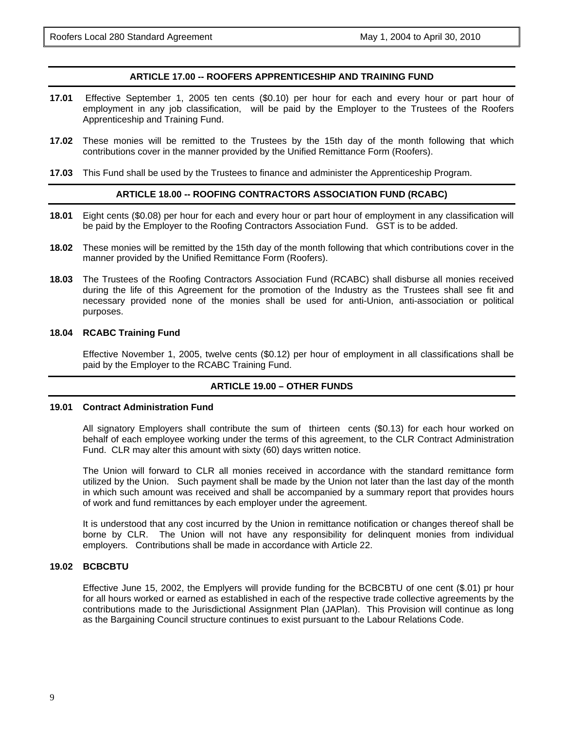## ARTICLE 17.00 -- ROOFERS APPRENTICESHIP AND TRAINING FUND

**17.01** Effective September 1, 2005 ten cents ($0.10) per hour for each and every hour or part hour of employment in any job classification, will be paid by the Employer to the Trustees of the Roofers Apprenticeship and Training Fund.

**17.02** These monies will be remitted to the Trustees by the 15th day of the month following that which contributions cover in the manner provided by the Unified Remittance Form (Roofers).

**17.03** This Fund shall be used by the Trustees to finance and administer the Apprenticeship Program.

## ARTICLE 18.00 -- ROOFING CONTRACTORS ASSOCIATION FUND (RCABC)

**18.01** Eight cents ($0.08) per hour for each and every hour or part hour of employment in any classification will be paid by the Employer to the Roofing Contractors Association Fund. GST is to be added.

**18.02** These monies will be remitted by the 15th day of the month following that which contributions cover in the manner provided by the Unified Remittance Form (Roofers).

**18.03** The Trustees of the Roofing Contractors Association Fund (RCABC) shall disburse all monies received during the life of this Agreement for the promotion of the Industry as the Trustees shall see fit and necessary provided none of the monies shall be used for anti-Union, anti-association or political purposes.

**18.04 RCABC Training Fund**

Effective November 1, 2005, twelve cents ($0.12) per hour of employment in all classifications shall be paid by the Employer to the RCABC Training Fund.

## ARTICLE 19.00 – OTHER FUNDS

**19.01 Contract Administration Fund**

All signatory Employers shall contribute the sum of thirteen cents ($0.13) for each hour worked on behalf of each employee working under the terms of this agreement, to the CLR Contract Administration Fund. CLR may alter this amount with sixty (60) days written notice.

The Union will forward to CLR all monies received in accordance with the standard remittance form utilized by the Union. Such payment shall be made by the Union not later than the last day of the month in which such amount was received and shall be accompanied by a summary report that provides hours of work and fund remittances by each employer under the agreement.

It is understood that any cost incurred by the Union in remittance notification or changes thereof shall be borne by CLR. The Union will not have any responsibility for delinquent monies from individual employers. Contributions shall be made in accordance with Article 22.

**19.02 BCBCBTU**

Effective June 15, 2002, the Emplyers will provide funding for the BCBCBTU of one cent ($.01) pr hour for all hours worked or earned as established in each of the respective trade collective agreements by the contributions made to the Jurisdictional Assignment Plan (JAPlan). This Provision will continue as long as the Bargaining Council structure continues to exist pursuant to the Labour Relations Code.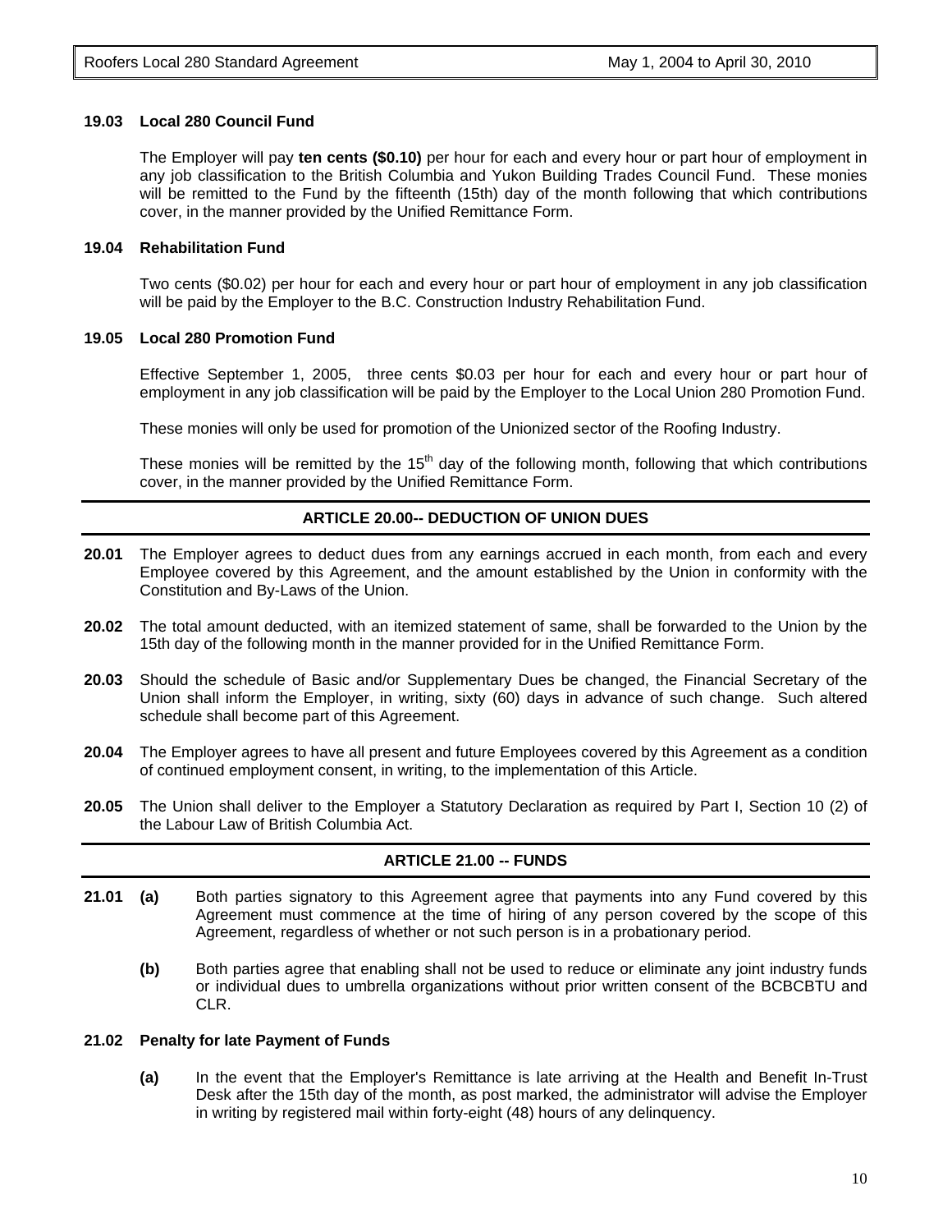**19.03 Local 280 Council Fund**

The Employer will pay **ten cents ($0.10)** per hour for each and every hour or part hour of employment in any job classification to the British Columbia and Yukon Building Trades Council Fund. These monies will be remitted to the Fund by the fifteenth (15th) day of the month following that which contributions cover, in the manner provided by the Unified Remittance Form.

**19.04 Rehabilitation Fund**

Two cents ($0.02) per hour for each and every hour or part hour of employment in any job classification will be paid by the Employer to the B.C. Construction Industry Rehabilitation Fund.

**19.05 Local 280 Promotion Fund**

Effective September 1, 2005, three cents $0.03 per hour for each and every hour or part hour of employment in any job classification will be paid by the Employer to the Local Union 280 Promotion Fund.

These monies will only be used for promotion of the Unionized sector of the Roofing Industry.

These monies will be remitted by the 15th day of the following month, following that which contributions cover, in the manner provided by the Unified Remittance Form.

## ARTICLE 20.00-- DEDUCTION OF UNION DUES

**20.01** The Employer agrees to deduct dues from any earnings accrued in each month, from each and every Employee covered by this Agreement, and the amount established by the Union in conformity with the Constitution and By-Laws of the Union.

**20.02** The total amount deducted, with an itemized statement of same, shall be forwarded to the Union by the 15th day of the following month in the manner provided for in the Unified Remittance Form.

**20.03** Should the schedule of Basic and/or Supplementary Dues be changed, the Financial Secretary of the Union shall inform the Employer, in writing, sixty (60) days in advance of such change. Such altered schedule shall become part of this Agreement.

**20.04** The Employer agrees to have all present and future Employees covered by this Agreement as a condition of continued employment consent, in writing, to the implementation of this Article.

**20.05** The Union shall deliver to the Employer a Statutory Declaration as required by Part I, Section 10 (2) of the Labour Law of British Columbia Act.

## ARTICLE 21.00 -- FUNDS

**21.01** **(a)** Both parties signatory to this Agreement agree that payments into any Fund covered by this Agreement must commence at the time of hiring of any person covered by the scope of this Agreement, regardless of whether or not such person is in a probationary period.

**(b)** Both parties agree that enabling shall not be used to reduce or eliminate any joint industry funds or individual dues to umbrella organizations without prior written consent of the BCBCBTU and CLR.

**21.02 Penalty for late Payment of Funds**

**(a)** In the event that the Employer's Remittance is late arriving at the Health and Benefit In-Trust Desk after the 15th day of the month, as post marked, the administrator will advise the Employer in writing by registered mail within forty-eight (48) hours of any delinquency.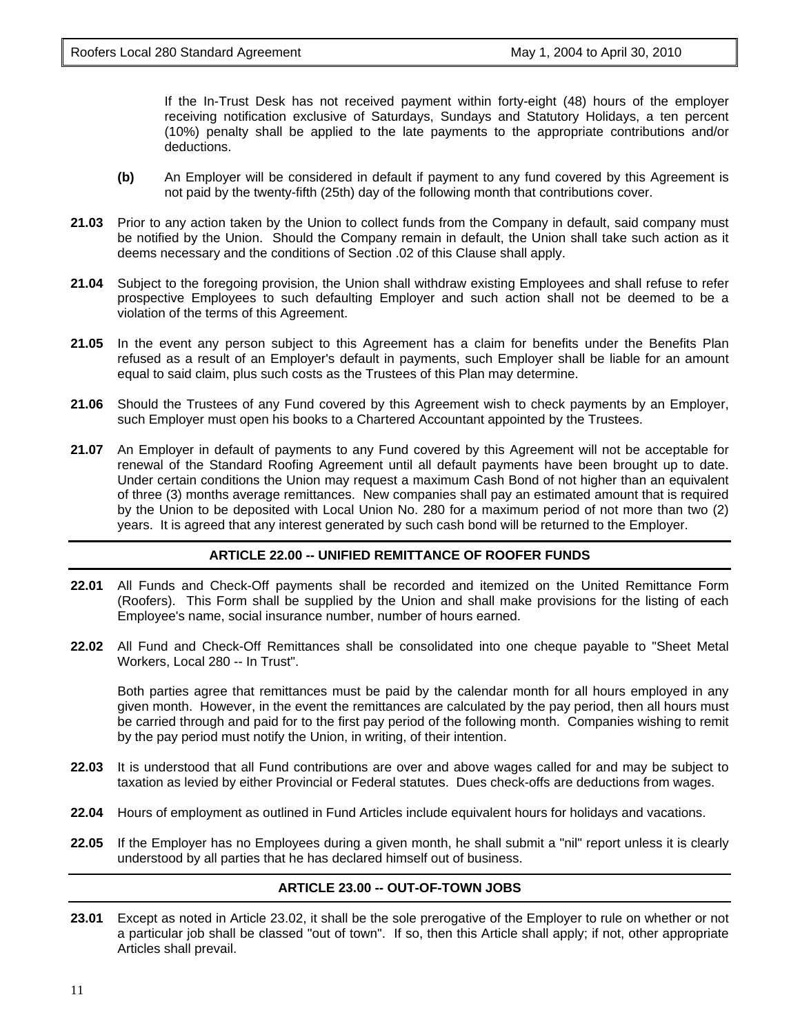If the In-Trust Desk has not received payment within forty-eight (48) hours of the employer receiving notification exclusive of Saturdays, Sundays and Statutory Holidays, a ten percent (10%) penalty shall be applied to the late payments to the appropriate contributions and/or deductions.

**(b)** An Employer will be considered in default if payment to any fund covered by this Agreement is not paid by the twenty-fifth (25th) day of the following month that contributions cover.

**21.03** Prior to any action taken by the Union to collect funds from the Company in default, said company must be notified by the Union. Should the Company remain in default, the Union shall take such action as it deems necessary and the conditions of Section .02 of this Clause shall apply.

**21.04** Subject to the foregoing provision, the Union shall withdraw existing Employees and shall refuse to refer prospective Employees to such defaulting Employer and such action shall not be deemed to be a violation of the terms of this Agreement.

**21.05** In the event any person subject to this Agreement has a claim for benefits under the Benefits Plan refused as a result of an Employer's default in payments, such Employer shall be liable for an amount equal to said claim, plus such costs as the Trustees of this Plan may determine.

**21.06** Should the Trustees of any Fund covered by this Agreement wish to check payments by an Employer, such Employer must open his books to a Chartered Accountant appointed by the Trustees.

**21.07** An Employer in default of payments to any Fund covered by this Agreement will not be acceptable for renewal of the Standard Roofing Agreement until all default payments have been brought up to date. Under certain conditions the Union may request a maximum Cash Bond of not higher than an equivalent of three (3) months average remittances. New companies shall pay an estimated amount that is required by the Union to be deposited with Local Union No. 280 for a maximum period of not more than two (2) years. It is agreed that any interest generated by such cash bond will be returned to the Employer.

## ARTICLE 22.00 -- UNIFIED REMITTANCE OF ROOFER FUNDS

**22.01** All Funds and Check-Off payments shall be recorded and itemized on the United Remittance Form (Roofers). This Form shall be supplied by the Union and shall make provisions for the listing of each Employee's name, social insurance number, number of hours earned.

**22.02** All Fund and Check-Off Remittances shall be consolidated into one cheque payable to "Sheet Metal Workers, Local 280 -- In Trust".

Both parties agree that remittances must be paid by the calendar month for all hours employed in any given month. However, in the event the remittances are calculated by the pay period, then all hours must be carried through and paid for to the first pay period of the following month. Companies wishing to remit by the pay period must notify the Union, in writing, of their intention.

**22.03** It is understood that all Fund contributions are over and above wages called for and may be subject to taxation as levied by either Provincial or Federal statutes. Dues check-offs are deductions from wages.

**22.04** Hours of employment as outlined in Fund Articles include equivalent hours for holidays and vacations.

**22.05** If the Employer has no Employees during a given month, he shall submit a "nil" report unless it is clearly understood by all parties that he has declared himself out of business.

## ARTICLE 23.00 -- OUT-OF-TOWN JOBS

**23.01** Except as noted in Article 23.02, it shall be the sole prerogative of the Employer to rule on whether or not a particular job shall be classed "out of town". If so, then this Article shall apply; if not, other appropriate Articles shall prevail.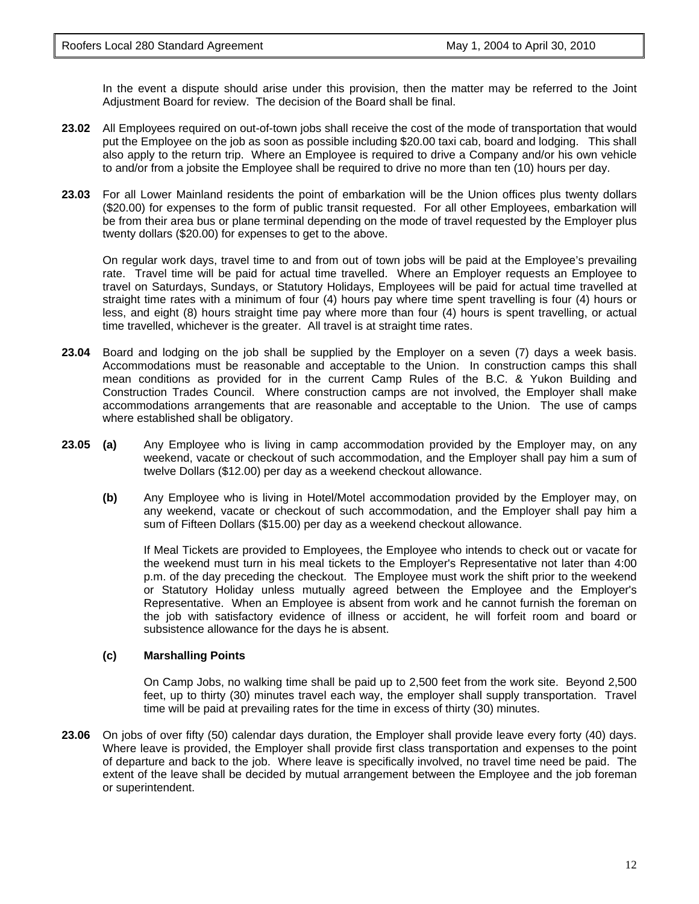In the event a dispute should arise under this provision, then the matter may be referred to the Joint Adjustment Board for review. The decision of the Board shall be final.

**23.02** All Employees required on out-of-town jobs shall receive the cost of the mode of transportation that would put the Employee on the job as soon as possible including $20.00 taxi cab, board and lodging. This shall also apply to the return trip. Where an Employee is required to drive a Company and/or his own vehicle to and/or from a jobsite the Employee shall be required to drive no more than ten (10) hours per day.

**23.03** For all Lower Mainland residents the point of embarkation will be the Union offices plus twenty dollars ($20.00) for expenses to the form of public transit requested. For all other Employees, embarkation will be from their area bus or plane terminal depending on the mode of travel requested by the Employer plus twenty dollars ($20.00) for expenses to get to the above.

On regular work days, travel time to and from out of town jobs will be paid at the Employee's prevailing rate. Travel time will be paid for actual time travelled. Where an Employer requests an Employee to travel on Saturdays, Sundays, or Statutory Holidays, Employees will be paid for actual time travelled at straight time rates with a minimum of four (4) hours pay where time spent travelling is four (4) hours or less, and eight (8) hours straight time pay where more than four (4) hours is spent travelling, or actual time travelled, whichever is the greater. All travel is at straight time rates.

**23.04** Board and lodging on the job shall be supplied by the Employer on a seven (7) days a week basis. Accommodations must be reasonable and acceptable to the Union. In construction camps this shall mean conditions as provided for in the current Camp Rules of the B.C. & Yukon Building and Construction Trades Council. Where construction camps are not involved, the Employer shall make accommodations arrangements that are reasonable and acceptable to the Union. The use of camps where established shall be obligatory.

**23.05** **(a)** Any Employee who is living in camp accommodation provided by the Employer may, on any weekend, vacate or checkout of such accommodation, and the Employer shall pay him a sum of twelve Dollars ($12.00) per day as a weekend checkout allowance.

**(b)** Any Employee who is living in Hotel/Motel accommodation provided by the Employer may, on any weekend, vacate or checkout of such accommodation, and the Employer shall pay him a sum of Fifteen Dollars ($15.00) per day as a weekend checkout allowance.

If Meal Tickets are provided to Employees, the Employee who intends to check out or vacate for the weekend must turn in his meal tickets to the Employer's Representative not later than 4:00 p.m. of the day preceding the checkout. The Employee must work the shift prior to the weekend or Statutory Holiday unless mutually agreed between the Employee and the Employer's Representative. When an Employee is absent from work and he cannot furnish the foreman on the job with satisfactory evidence of illness or accident, he will forfeit room and board or subsistence allowance for the days he is absent.

**(c)** **Marshalling Points**

On Camp Jobs, no walking time shall be paid up to 2,500 feet from the work site. Beyond 2,500 feet, up to thirty (30) minutes travel each way, the employer shall supply transportation. Travel time will be paid at prevailing rates for the time in excess of thirty (30) minutes.

**23.06** On jobs of over fifty (50) calendar days duration, the Employer shall provide leave every forty (40) days. Where leave is provided, the Employer shall provide first class transportation and expenses to the point of departure and back to the job. Where leave is specifically involved, no travel time need be paid. The extent of the leave shall be decided by mutual arrangement between the Employee and the job foreman or superintendent.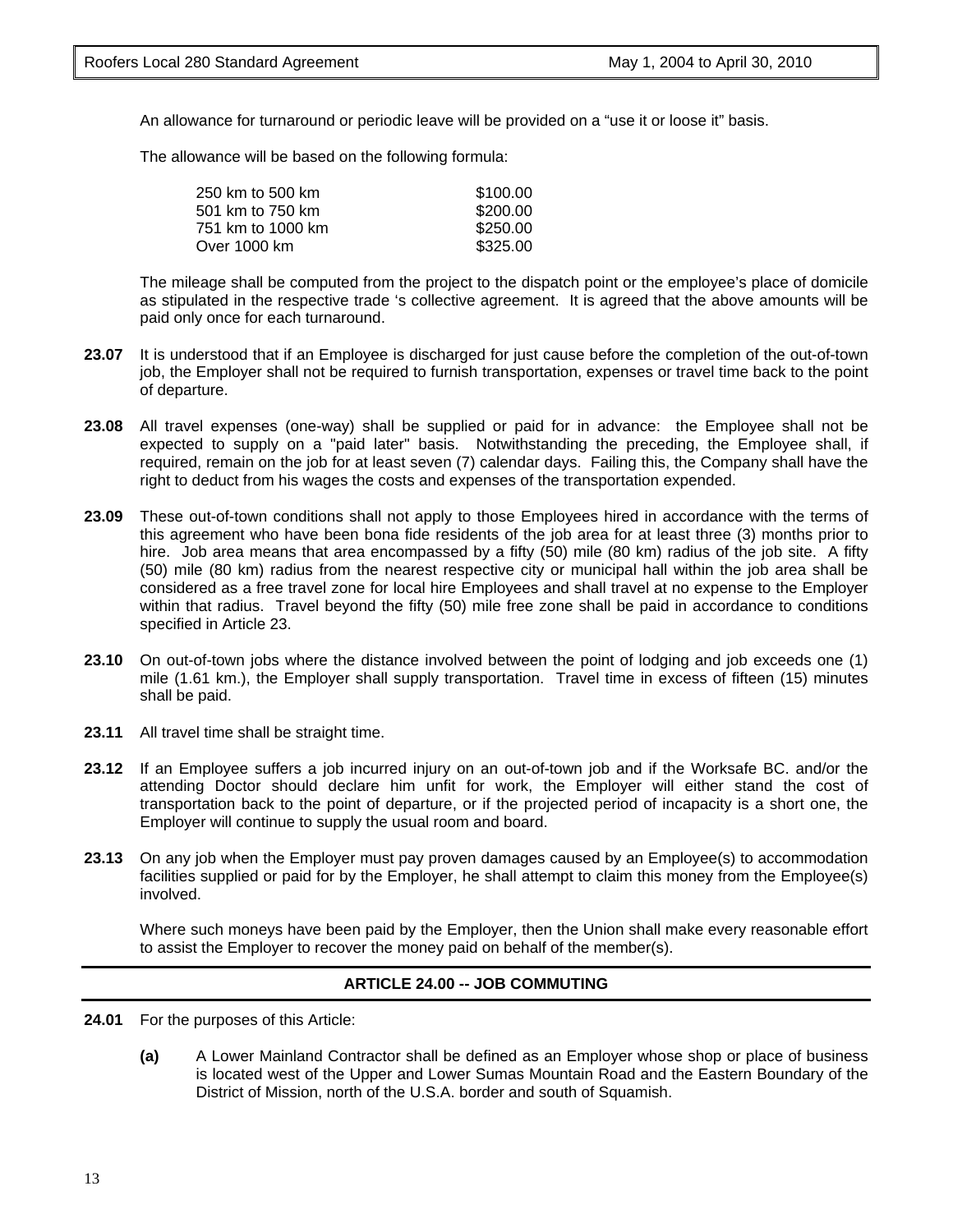An allowance for turnaround or periodic leave will be provided on a "use it or loose it" basis.

The allowance will be based on the following formula:

| | |
|---|---|
| 250 km to 500 km | $100.00 |
| 501 km to 750 km | $200.00 |
| 751 km to 1000 km | $250.00 |
| Over 1000 km | $325.00 |

The mileage shall be computed from the project to the dispatch point or the employee's place of domicile as stipulated in the respective trade 's collective agreement. It is agreed that the above amounts will be paid only once for each turnaround.

**23.07** It is understood that if an Employee is discharged for just cause before the completion of the out-of-town job, the Employer shall not be required to furnish transportation, expenses or travel time back to the point of departure.

**23.08** All travel expenses (one-way) shall be supplied or paid for in advance: the Employee shall not be expected to supply on a "paid later" basis. Notwithstanding the preceding, the Employee shall, if required, remain on the job for at least seven (7) calendar days. Failing this, the Company shall have the right to deduct from his wages the costs and expenses of the transportation expended.

**23.09** These out-of-town conditions shall not apply to those Employees hired in accordance with the terms of this agreement who have been bona fide residents of the job area for at least three (3) months prior to hire. Job area means that area encompassed by a fifty (50) mile (80 km) radius of the job site. A fifty (50) mile (80 km) radius from the nearest respective city or municipal hall within the job area shall be considered as a free travel zone for local hire Employees and shall travel at no expense to the Employer within that radius. Travel beyond the fifty (50) mile free zone shall be paid in accordance to conditions specified in Article 23.

**23.10** On out-of-town jobs where the distance involved between the point of lodging and job exceeds one (1) mile (1.61 km.), the Employer shall supply transportation. Travel time in excess of fifteen (15) minutes shall be paid.

**23.11** All travel time shall be straight time.

**23.12** If an Employee suffers a job incurred injury on an out-of-town job and if the Worksafe BC. and/or the attending Doctor should declare him unfit for work, the Employer will either stand the cost of transportation back to the point of departure, or if the projected period of incapacity is a short one, the Employer will continue to supply the usual room and board.

**23.13** On any job when the Employer must pay proven damages caused by an Employee(s) to accommodation facilities supplied or paid for by the Employer, he shall attempt to claim this money from the Employee(s) involved.

Where such moneys have been paid by the Employer, then the Union shall make every reasonable effort to assist the Employer to recover the money paid on behalf of the member(s).

## ARTICLE 24.00 -- JOB COMMUTING

**24.01** For the purposes of this Article:

**(a)** A Lower Mainland Contractor shall be defined as an Employer whose shop or place of business is located west of the Upper and Lower Sumas Mountain Road and the Eastern Boundary of the District of Mission, north of the U.S.A. border and south of Squamish.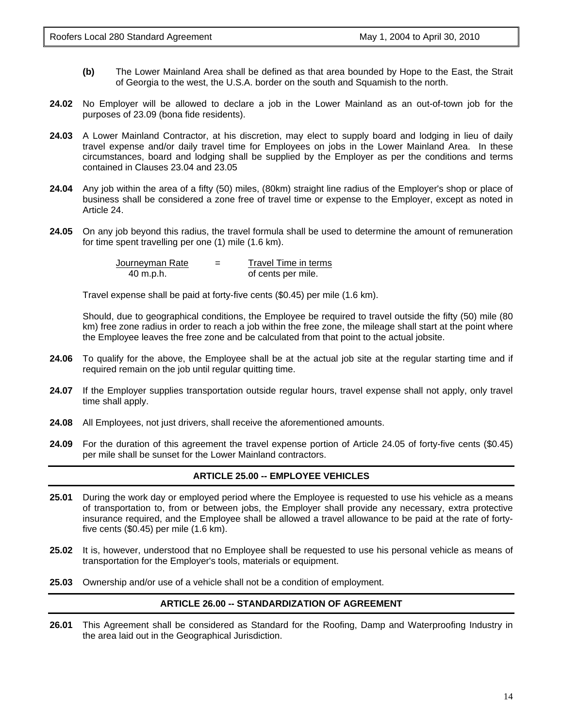**(b)** The Lower Mainland Area shall be defined as that area bounded by Hope to the East, the Strait of Georgia to the west, the U.S.A. border on the south and Squamish to the north.

**24.02** No Employer will be allowed to declare a job in the Lower Mainland as an out-of-town job for the purposes of 23.09 (bona fide residents).

**24.03** A Lower Mainland Contractor, at his discretion, may elect to supply board and lodging in lieu of daily travel expense and/or daily travel time for Employees on jobs in the Lower Mainland Area. In these circumstances, board and lodging shall be supplied by the Employer as per the conditions and terms contained in Clauses 23.04 and 23.05

**24.04** Any job within the area of a fifty (50) miles, (80km) straight line radius of the Employer's shop or place of business shall be considered a zone free of travel time or expense to the Employer, except as noted in Article 24.

**24.05** On any job beyond this radius, the travel formula shall be used to determine the amount of remuneration for time spent travelling per one (1) mile (1.6 km).

$$\frac{\text{Journeyman Rate}}{\text{40 m.p.h.}} = \frac{\text{Travel Time in terms}}{\text{of cents per mile.}}$$

Travel expense shall be paid at forty-five cents ($0.45) per mile (1.6 km).

Should, due to geographical conditions, the Employee be required to travel outside the fifty (50) mile (80 km) free zone radius in order to reach a job within the free zone, the mileage shall start at the point where the Employee leaves the free zone and be calculated from that point to the actual jobsite.

**24.06** To qualify for the above, the Employee shall be at the actual job site at the regular starting time and if required remain on the job until regular quitting time.

**24.07** If the Employer supplies transportation outside regular hours, travel expense shall not apply, only travel time shall apply.

**24.08** All Employees, not just drivers, shall receive the aforementioned amounts.

**24.09** For the duration of this agreement the travel expense portion of Article 24.05 of forty-five cents ($0.45) per mile shall be sunset for the Lower Mainland contractors.

## ARTICLE 25.00 -- EMPLOYEE VEHICLES

**25.01** During the work day or employed period where the Employee is requested to use his vehicle as a means of transportation to, from or between jobs, the Employer shall provide any necessary, extra protective insurance required, and the Employee shall be allowed a travel allowance to be paid at the rate of forty-five cents ($0.45) per mile (1.6 km).

**25.02** It is, however, understood that no Employee shall be requested to use his personal vehicle as means of transportation for the Employer's tools, materials or equipment.

**25.03** Ownership and/or use of a vehicle shall not be a condition of employment.

## ARTICLE 26.00 -- STANDARDIZATION OF AGREEMENT

**26.01** This Agreement shall be considered as Standard for the Roofing, Damp and Waterproofing Industry in the area laid out in the Geographical Jurisdiction.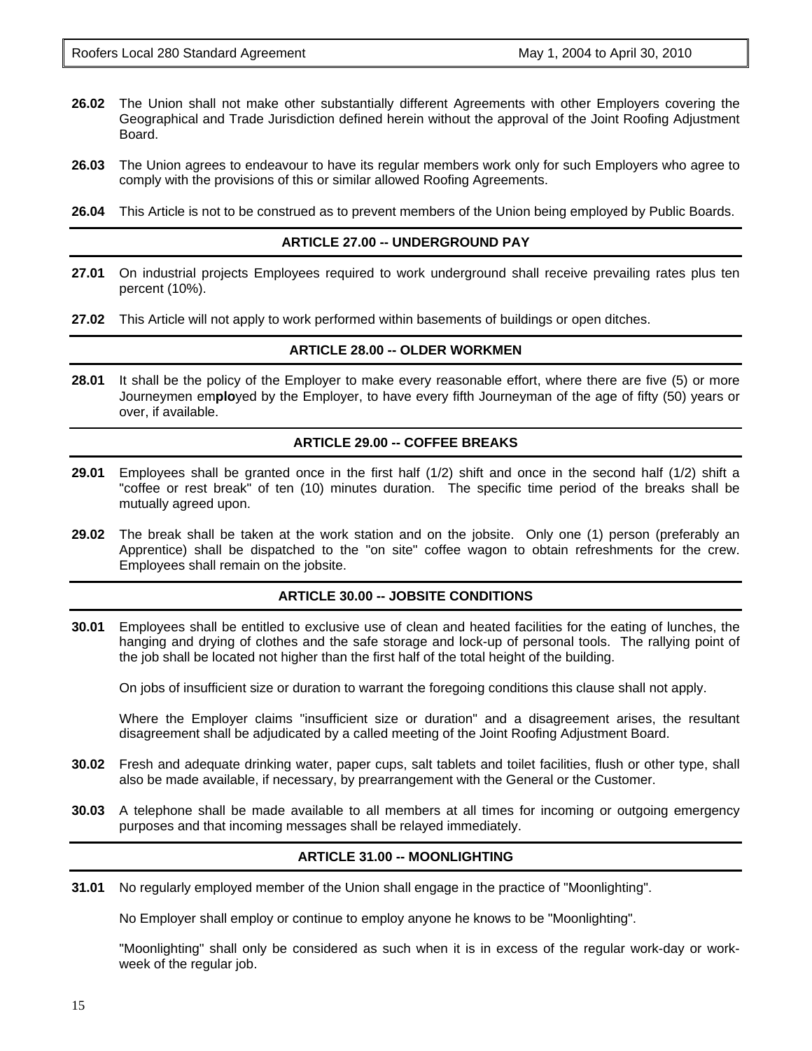**26.02** The Union shall not make other substantially different Agreements with other Employers covering the Geographical and Trade Jurisdiction defined herein without the approval of the Joint Roofing Adjustment Board.

**26.03** The Union agrees to endeavour to have its regular members work only for such Employers who agree to comply with the provisions of this or similar allowed Roofing Agreements.

**26.04** This Article is not to be construed as to prevent members of the Union being employed by Public Boards.

## ARTICLE 27.00 -- UNDERGROUND PAY

**27.01** On industrial projects Employees required to work underground shall receive prevailing rates plus ten percent (10%).

**27.02** This Article will not apply to work performed within basements of buildings or open ditches.

## ARTICLE 28.00 -- OLDER WORKMEN

**28.01** It shall be the policy of the Employer to make every reasonable effort, where there are five (5) or more Journeymen em**plo**yed by the Employer, to have every fifth Journeyman of the age of fifty (50) years or over, if available.

## ARTICLE 29.00 -- COFFEE BREAKS

**29.01** Employees shall be granted once in the first half (1/2) shift and once in the second half (1/2) shift a "coffee or rest break" of ten (10) minutes duration. The specific time period of the breaks shall be mutually agreed upon.

**29.02** The break shall be taken at the work station and on the jobsite. Only one (1) person (preferably an Apprentice) shall be dispatched to the "on site" coffee wagon to obtain refreshments for the crew. Employees shall remain on the jobsite.

## ARTICLE 30.00 -- JOBSITE CONDITIONS

**30.01** Employees shall be entitled to exclusive use of clean and heated facilities for the eating of lunches, the hanging and drying of clothes and the safe storage and lock-up of personal tools. The rallying point of the job shall be located not higher than the first half of the total height of the building.

On jobs of insufficient size or duration to warrant the foregoing conditions this clause shall not apply.

Where the Employer claims "insufficient size or duration" and a disagreement arises, the resultant disagreement shall be adjudicated by a called meeting of the Joint Roofing Adjustment Board.

**30.02** Fresh and adequate drinking water, paper cups, salt tablets and toilet facilities, flush or other type, shall also be made available, if necessary, by prearrangement with the General or the Customer.

**30.03** A telephone shall be made available to all members at all times for incoming or outgoing emergency purposes and that incoming messages shall be relayed immediately.

## ARTICLE 31.00 -- MOONLIGHTING

**31.01** No regularly employed member of the Union shall engage in the practice of "Moonlighting".

No Employer shall employ or continue to employ anyone he knows to be "Moonlighting".

"Moonlighting" shall only be considered as such when it is in excess of the regular work-day or work-week of the regular job.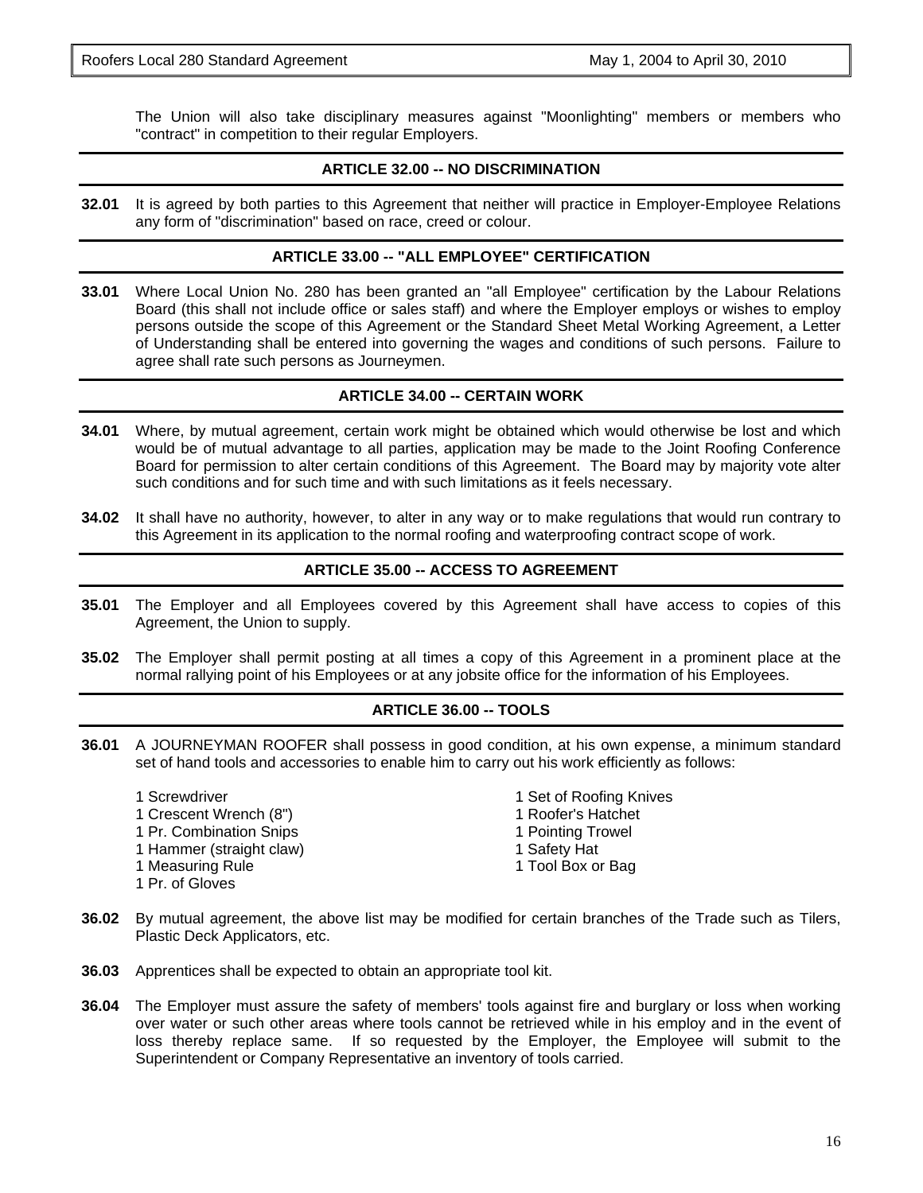The Union will also take disciplinary measures against "Moonlighting" members or members who "contract" in competition to their regular Employers.

## ARTICLE 32.00 -- NO DISCRIMINATION

**32.01** It is agreed by both parties to this Agreement that neither will practice in Employer-Employee Relations any form of "discrimination" based on race, creed or colour.

## ARTICLE 33.00 -- "ALL EMPLOYEE" CERTIFICATION

**33.01** Where Local Union No. 280 has been granted an "all Employee" certification by the Labour Relations Board (this shall not include office or sales staff) and where the Employer employs or wishes to employ persons outside the scope of this Agreement or the Standard Sheet Metal Working Agreement, a Letter of Understanding shall be entered into governing the wages and conditions of such persons. Failure to agree shall rate such persons as Journeymen.

## ARTICLE 34.00 -- CERTAIN WORK

**34.01** Where, by mutual agreement, certain work might be obtained which would otherwise be lost and which would be of mutual advantage to all parties, application may be made to the Joint Roofing Conference Board for permission to alter certain conditions of this Agreement. The Board may by majority vote alter such conditions and for such time and with such limitations as it feels necessary.

**34.02** It shall have no authority, however, to alter in any way or to make regulations that would run contrary to this Agreement in its application to the normal roofing and waterproofing contract scope of work.

## ARTICLE 35.00 -- ACCESS TO AGREEMENT

**35.01** The Employer and all Employees covered by this Agreement shall have access to copies of this Agreement, the Union to supply.

**35.02** The Employer shall permit posting at all times a copy of this Agreement in a prominent place at the normal rallying point of his Employees or at any jobsite office for the information of his Employees.

## ARTICLE 36.00 -- TOOLS

**36.01** A JOURNEYMAN ROOFER shall possess in good condition, at his own expense, a minimum standard set of hand tools and accessories to enable him to carry out his work efficiently as follows:

- 1 Screwdriver
- 1 Crescent Wrench (8")
- 1 Pr. Combination Snips
- 1 Hammer (straight claw)
- 1 Measuring Rule
- 1 Pr. of Gloves
- 1 Set of Roofing Knives
- 1 Roofer's Hatchet
- 1 Pointing Trowel
- 1 Safety Hat
- 1 Tool Box or Bag

**36.02** By mutual agreement, the above list may be modified for certain branches of the Trade such as Tilers, Plastic Deck Applicators, etc.

**36.03** Apprentices shall be expected to obtain an appropriate tool kit.

**36.04** The Employer must assure the safety of members' tools against fire and burglary or loss when working over water or such other areas where tools cannot be retrieved while in his employ and in the event of loss thereby replace same. If so requested by the Employer, the Employee will submit to the Superintendent or Company Representative an inventory of tools carried.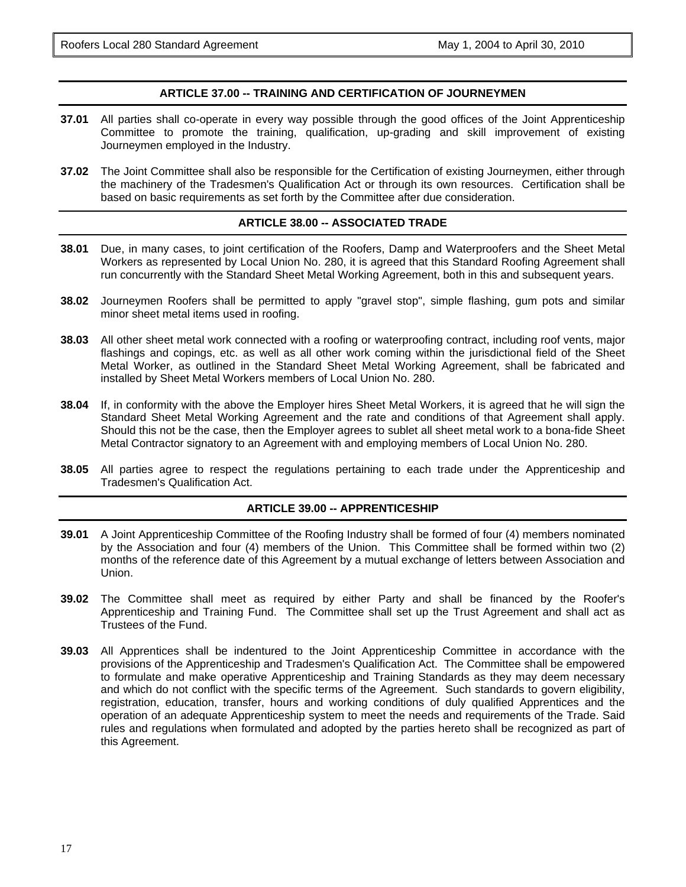## ARTICLE 37.00 -- TRAINING AND CERTIFICATION OF JOURNEYMEN

**37.01** All parties shall co-operate in every way possible through the good offices of the Joint Apprenticeship Committee to promote the training, qualification, up-grading and skill improvement of existing Journeymen employed in the Industry.

**37.02** The Joint Committee shall also be responsible for the Certification of existing Journeymen, either through the machinery of the Tradesmen's Qualification Act or through its own resources. Certification shall be based on basic requirements as set forth by the Committee after due consideration.

## ARTICLE 38.00 -- ASSOCIATED TRADE

**38.01** Due, in many cases, to joint certification of the Roofers, Damp and Waterproofers and the Sheet Metal Workers as represented by Local Union No. 280, it is agreed that this Standard Roofing Agreement shall run concurrently with the Standard Sheet Metal Working Agreement, both in this and subsequent years.

**38.02** Journeymen Roofers shall be permitted to apply "gravel stop", simple flashing, gum pots and similar minor sheet metal items used in roofing.

**38.03** All other sheet metal work connected with a roofing or waterproofing contract, including roof vents, major flashings and copings, etc. as well as all other work coming within the jurisdictional field of the Sheet Metal Worker, as outlined in the Standard Sheet Metal Working Agreement, shall be fabricated and installed by Sheet Metal Workers members of Local Union No. 280.

**38.04** If, in conformity with the above the Employer hires Sheet Metal Workers, it is agreed that he will sign the Standard Sheet Metal Working Agreement and the rate and conditions of that Agreement shall apply. Should this not be the case, then the Employer agrees to sublet all sheet metal work to a bona-fide Sheet Metal Contractor signatory to an Agreement with and employing members of Local Union No. 280.

**38.05** All parties agree to respect the regulations pertaining to each trade under the Apprenticeship and Tradesmen's Qualification Act.

## ARTICLE 39.00 -- APPRENTICESHIP

**39.01** A Joint Apprenticeship Committee of the Roofing Industry shall be formed of four (4) members nominated by the Association and four (4) members of the Union. This Committee shall be formed within two (2) months of the reference date of this Agreement by a mutual exchange of letters between Association and Union.

**39.02** The Committee shall meet as required by either Party and shall be financed by the Roofer's Apprenticeship and Training Fund. The Committee shall set up the Trust Agreement and shall act as Trustees of the Fund.

**39.03** All Apprentices shall be indentured to the Joint Apprenticeship Committee in accordance with the provisions of the Apprenticeship and Tradesmen's Qualification Act. The Committee shall be empowered to formulate and make operative Apprenticeship and Training Standards as they may deem necessary and which do not conflict with the specific terms of the Agreement. Such standards to govern eligibility, registration, education, transfer, hours and working conditions of duly qualified Apprentices and the operation of an adequate Apprenticeship system to meet the needs and requirements of the Trade. Said rules and regulations when formulated and adopted by the parties hereto shall be recognized as part of this Agreement.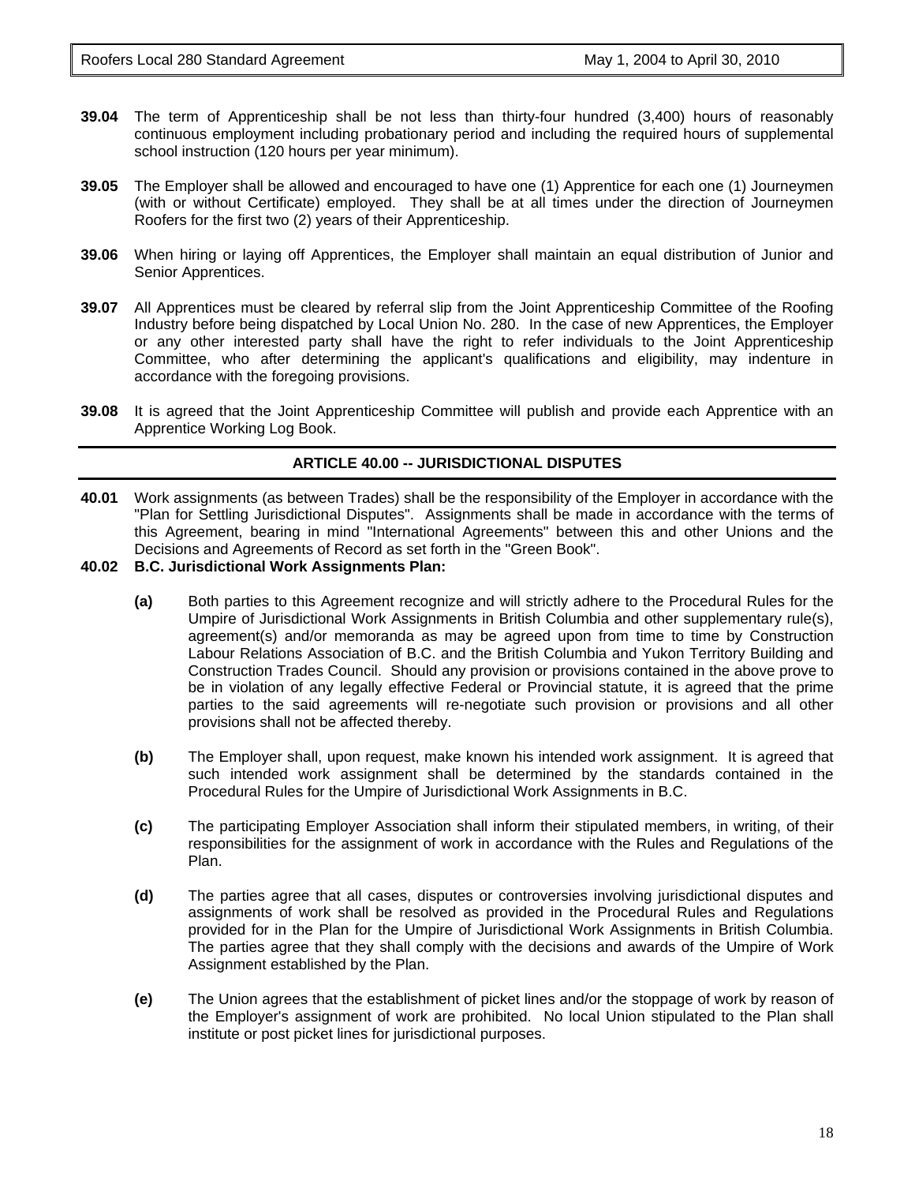**39.04** The term of Apprenticeship shall be not less than thirty-four hundred (3,400) hours of reasonably continuous employment including probationary period and including the required hours of supplemental school instruction (120 hours per year minimum).

**39.05** The Employer shall be allowed and encouraged to have one (1) Apprentice for each one (1) Journeymen (with or without Certificate) employed. They shall be at all times under the direction of Journeymen Roofers for the first two (2) years of their Apprenticeship.

**39.06** When hiring or laying off Apprentices, the Employer shall maintain an equal distribution of Junior and Senior Apprentices.

**39.07** All Apprentices must be cleared by referral slip from the Joint Apprenticeship Committee of the Roofing Industry before being dispatched by Local Union No. 280. In the case of new Apprentices, the Employer or any other interested party shall have the right to refer individuals to the Joint Apprenticeship Committee, who after determining the applicant's qualifications and eligibility, may indenture in accordance with the foregoing provisions.

**39.08** It is agreed that the Joint Apprenticeship Committee will publish and provide each Apprentice with an Apprentice Working Log Book.

## ARTICLE 40.00 -- JURISDICTIONAL DISPUTES

**40.01** Work assignments (as between Trades) shall be the responsibility of the Employer in accordance with the "Plan for Settling Jurisdictional Disputes". Assignments shall be made in accordance with the terms of this Agreement, bearing in mind "International Agreements" between this and other Unions and the Decisions and Agreements of Record as set forth in the "Green Book".

**40.02 B.C. Jurisdictional Work Assignments Plan:**

**(a)** Both parties to this Agreement recognize and will strictly adhere to the Procedural Rules for the Umpire of Jurisdictional Work Assignments in British Columbia and other supplementary rule(s), agreement(s) and/or memoranda as may be agreed upon from time to time by Construction Labour Relations Association of B.C. and the British Columbia and Yukon Territory Building and Construction Trades Council. Should any provision or provisions contained in the above prove to be in violation of any legally effective Federal or Provincial statute, it is agreed that the prime parties to the said agreements will re-negotiate such provision or provisions and all other provisions shall not be affected thereby.

**(b)** The Employer shall, upon request, make known his intended work assignment. It is agreed that such intended work assignment shall be determined by the standards contained in the Procedural Rules for the Umpire of Jurisdictional Work Assignments in B.C.

**(c)** The participating Employer Association shall inform their stipulated members, in writing, of their responsibilities for the assignment of work in accordance with the Rules and Regulations of the Plan.

**(d)** The parties agree that all cases, disputes or controversies involving jurisdictional disputes and assignments of work shall be resolved as provided in the Procedural Rules and Regulations provided for in the Plan for the Umpire of Jurisdictional Work Assignments in British Columbia. The parties agree that they shall comply with the decisions and awards of the Umpire of Work Assignment established by the Plan.

**(e)** The Union agrees that the establishment of picket lines and/or the stoppage of work by reason of the Employer's assignment of work are prohibited. No local Union stipulated to the Plan shall institute or post picket lines for jurisdictional purposes.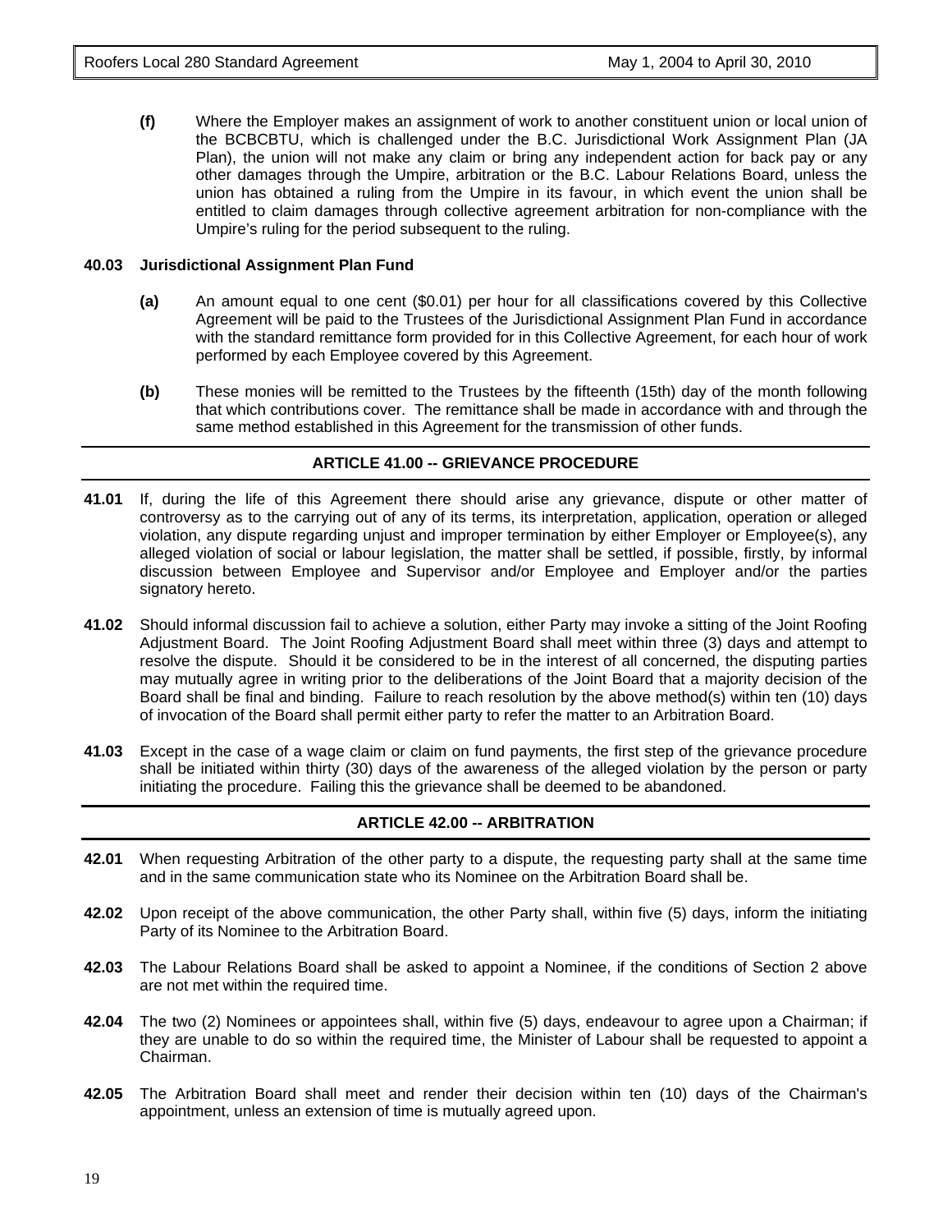**(f)** Where the Employer makes an assignment of work to another constituent union or local union of the BCBCBTU, which is challenged under the B.C. Jurisdictional Work Assignment Plan (JA Plan), the union will not make any claim or bring any independent action for back pay or any other damages through the Umpire, arbitration or the B.C. Labour Relations Board, unless the union has obtained a ruling from the Umpire in its favour, in which event the union shall be entitled to claim damages through collective agreement arbitration for non-compliance with the Umpire's ruling for the period subsequent to the ruling.

**40.03 Jurisdictional Assignment Plan Fund**

**(a)** An amount equal to one cent ($0.01) per hour for all classifications covered by this Collective Agreement will be paid to the Trustees of the Jurisdictional Assignment Plan Fund in accordance with the standard remittance form provided for in this Collective Agreement, for each hour of work performed by each Employee covered by this Agreement.

**(b)** These monies will be remitted to the Trustees by the fifteenth (15th) day of the month following that which contributions cover. The remittance shall be made in accordance with and through the same method established in this Agreement for the transmission of other funds.

## ARTICLE 41.00 -- GRIEVANCE PROCEDURE

**41.01** If, during the life of this Agreement there should arise any grievance, dispute or other matter of controversy as to the carrying out of any of its terms, its interpretation, application, operation or alleged violation, any dispute regarding unjust and improper termination by either Employer or Employee(s), any alleged violation of social or labour legislation, the matter shall be settled, if possible, firstly, by informal discussion between Employee and Supervisor and/or Employee and Employer and/or the parties signatory hereto.

**41.02** Should informal discussion fail to achieve a solution, either Party may invoke a sitting of the Joint Roofing Adjustment Board. The Joint Roofing Adjustment Board shall meet within three (3) days and attempt to resolve the dispute. Should it be considered to be in the interest of all concerned, the disputing parties may mutually agree in writing prior to the deliberations of the Joint Board that a majority decision of the Board shall be final and binding. Failure to reach resolution by the above method(s) within ten (10) days of invocation of the Board shall permit either party to refer the matter to an Arbitration Board.

**41.03** Except in the case of a wage claim or claim on fund payments, the first step of the grievance procedure shall be initiated within thirty (30) days of the awareness of the alleged violation by the person or party initiating the procedure. Failing this the grievance shall be deemed to be abandoned.

## ARTICLE 42.00 -- ARBITRATION

**42.01** When requesting Arbitration of the other party to a dispute, the requesting party shall at the same time and in the same communication state who its Nominee on the Arbitration Board shall be.

**42.02** Upon receipt of the above communication, the other Party shall, within five (5) days, inform the initiating Party of its Nominee to the Arbitration Board.

**42.03** The Labour Relations Board shall be asked to appoint a Nominee, if the conditions of Section 2 above are not met within the required time.

**42.04** The two (2) Nominees or appointees shall, within five (5) days, endeavour to agree upon a Chairman; if they are unable to do so within the required time, the Minister of Labour shall be requested to appoint a Chairman.

**42.05** The Arbitration Board shall meet and render their decision within ten (10) days of the Chairman's appointment, unless an extension of time is mutually agreed upon.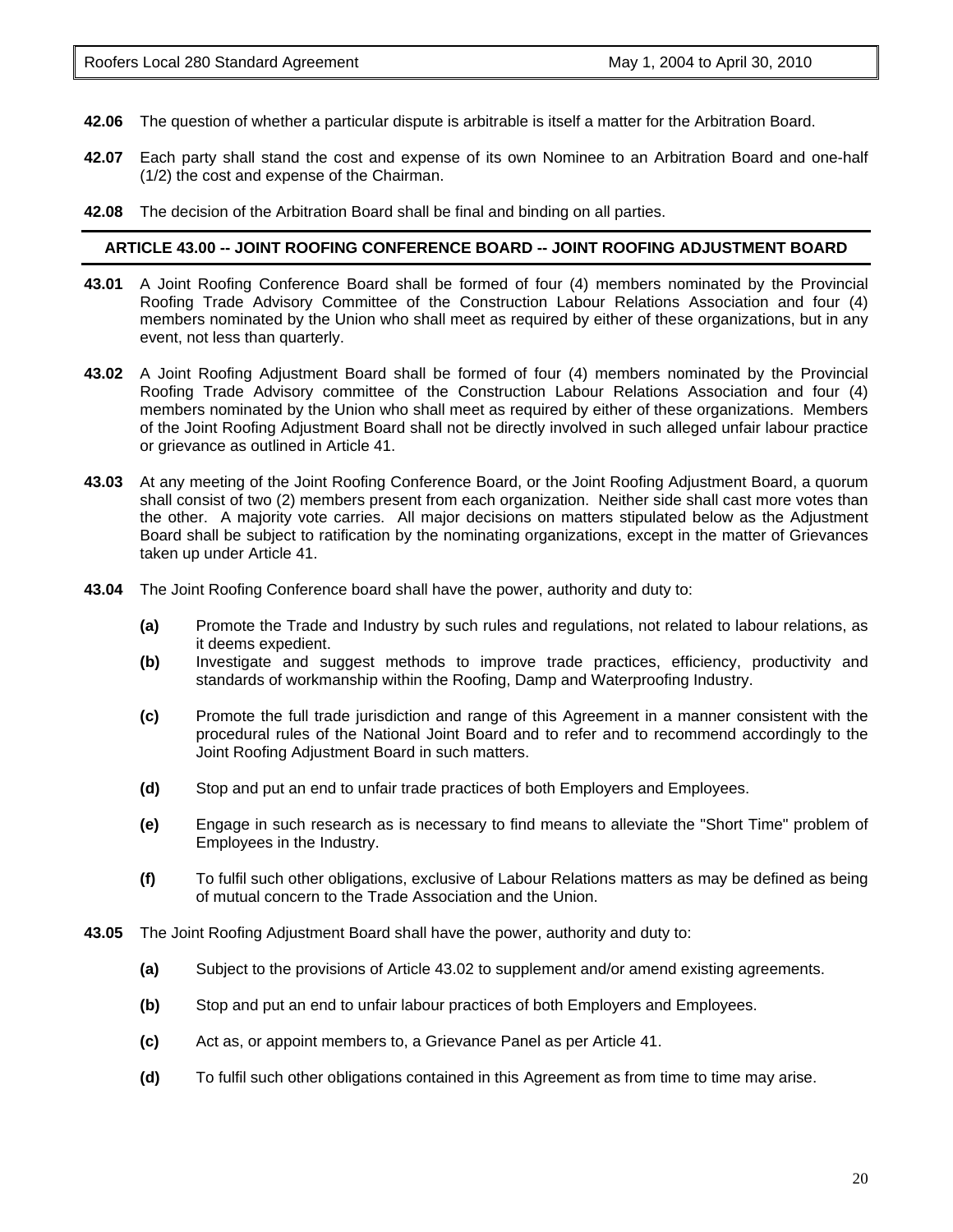**42.06** The question of whether a particular dispute is arbitrable is itself a matter for the Arbitration Board.

**42.07** Each party shall stand the cost and expense of its own Nominee to an Arbitration Board and one-half (1/2) the cost and expense of the Chairman.

**42.08** The decision of the Arbitration Board shall be final and binding on all parties.

## ARTICLE 43.00 -- JOINT ROOFING CONFERENCE BOARD -- JOINT ROOFING ADJUSTMENT BOARD

**43.01** A Joint Roofing Conference Board shall be formed of four (4) members nominated by the Provincial Roofing Trade Advisory Committee of the Construction Labour Relations Association and four (4) members nominated by the Union who shall meet as required by either of these organizations, but in any event, not less than quarterly.

**43.02** A Joint Roofing Adjustment Board shall be formed of four (4) members nominated by the Provincial Roofing Trade Advisory committee of the Construction Labour Relations Association and four (4) members nominated by the Union who shall meet as required by either of these organizations. Members of the Joint Roofing Adjustment Board shall not be directly involved in such alleged unfair labour practice or grievance as outlined in Article 41.

**43.03** At any meeting of the Joint Roofing Conference Board, or the Joint Roofing Adjustment Board, a quorum shall consist of two (2) members present from each organization. Neither side shall cast more votes than the other. A majority vote carries. All major decisions on matters stipulated below as the Adjustment Board shall be subject to ratification by the nominating organizations, except in the matter of Grievances taken up under Article 41.

**43.04** The Joint Roofing Conference board shall have the power, authority and duty to:

- **(a)** Promote the Trade and Industry by such rules and regulations, not related to labour relations, as it deems expedient.
- **(b)** Investigate and suggest methods to improve trade practices, efficiency, productivity and standards of workmanship within the Roofing, Damp and Waterproofing Industry.
- **(c)** Promote the full trade jurisdiction and range of this Agreement in a manner consistent with the procedural rules of the National Joint Board and to refer and to recommend accordingly to the Joint Roofing Adjustment Board in such matters.
- **(d)** Stop and put an end to unfair trade practices of both Employers and Employees.
- **(e)** Engage in such research as is necessary to find means to alleviate the "Short Time" problem of Employees in the Industry.
- **(f)** To fulfil such other obligations, exclusive of Labour Relations matters as may be defined as being of mutual concern to the Trade Association and the Union.

**43.05** The Joint Roofing Adjustment Board shall have the power, authority and duty to:

- **(a)** Subject to the provisions of Article 43.02 to supplement and/or amend existing agreements.
- **(b)** Stop and put an end to unfair labour practices of both Employers and Employees.
- **(c)** Act as, or appoint members to, a Grievance Panel as per Article 41.
- **(d)** To fulfil such other obligations contained in this Agreement as from time to time may arise.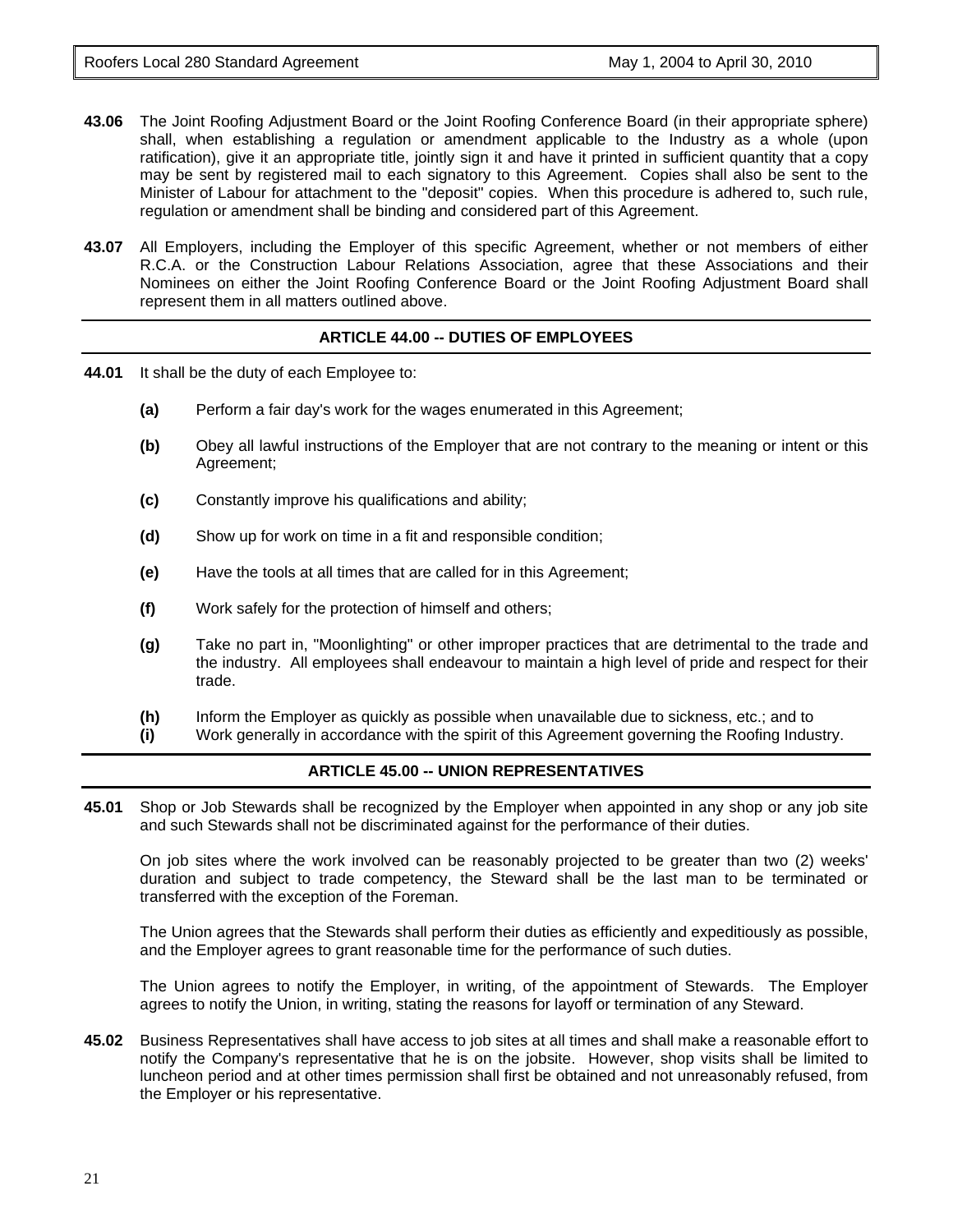**43.06** The Joint Roofing Adjustment Board or the Joint Roofing Conference Board (in their appropriate sphere) shall, when establishing a regulation or amendment applicable to the Industry as a whole (upon ratification), give it an appropriate title, jointly sign it and have it printed in sufficient quantity that a copy may be sent by registered mail to each signatory to this Agreement. Copies shall also be sent to the Minister of Labour for attachment to the "deposit" copies. When this procedure is adhered to, such rule, regulation or amendment shall be binding and considered part of this Agreement.

**43.07** All Employers, including the Employer of this specific Agreement, whether or not members of either R.C.A. or the Construction Labour Relations Association, agree that these Associations and their Nominees on either the Joint Roofing Conference Board or the Joint Roofing Adjustment Board shall represent them in all matters outlined above.

## ARTICLE 44.00 -- DUTIES OF EMPLOYEES

**44.01** It shall be the duty of each Employee to:

**(a)** Perform a fair day's work for the wages enumerated in this Agreement;

**(b)** Obey all lawful instructions of the Employer that are not contrary to the meaning or intent or this Agreement;

**(c)** Constantly improve his qualifications and ability;

**(d)** Show up for work on time in a fit and responsible condition;

**(e)** Have the tools at all times that are called for in this Agreement;

**(f)** Work safely for the protection of himself and others;

**(g)** Take no part in, "Moonlighting" or other improper practices that are detrimental to the trade and the industry. All employees shall endeavour to maintain a high level of pride and respect for their trade.

**(h)** Inform the Employer as quickly as possible when unavailable due to sickness, etc.; and to

**(i)** Work generally in accordance with the spirit of this Agreement governing the Roofing Industry.

## ARTICLE 45.00 -- UNION REPRESENTATIVES

**45.01** Shop or Job Stewards shall be recognized by the Employer when appointed in any shop or any job site and such Stewards shall not be discriminated against for the performance of their duties.

On job sites where the work involved can be reasonably projected to be greater than two (2) weeks' duration and subject to trade competency, the Steward shall be the last man to be terminated or transferred with the exception of the Foreman.

The Union agrees that the Stewards shall perform their duties as efficiently and expeditiously as possible, and the Employer agrees to grant reasonable time for the performance of such duties.

The Union agrees to notify the Employer, in writing, of the appointment of Stewards. The Employer agrees to notify the Union, in writing, stating the reasons for layoff or termination of any Steward.

**45.02** Business Representatives shall have access to job sites at all times and shall make a reasonable effort to notify the Company's representative that he is on the jobsite. However, shop visits shall be limited to luncheon period and at other times permission shall first be obtained and not unreasonably refused, from the Employer or his representative.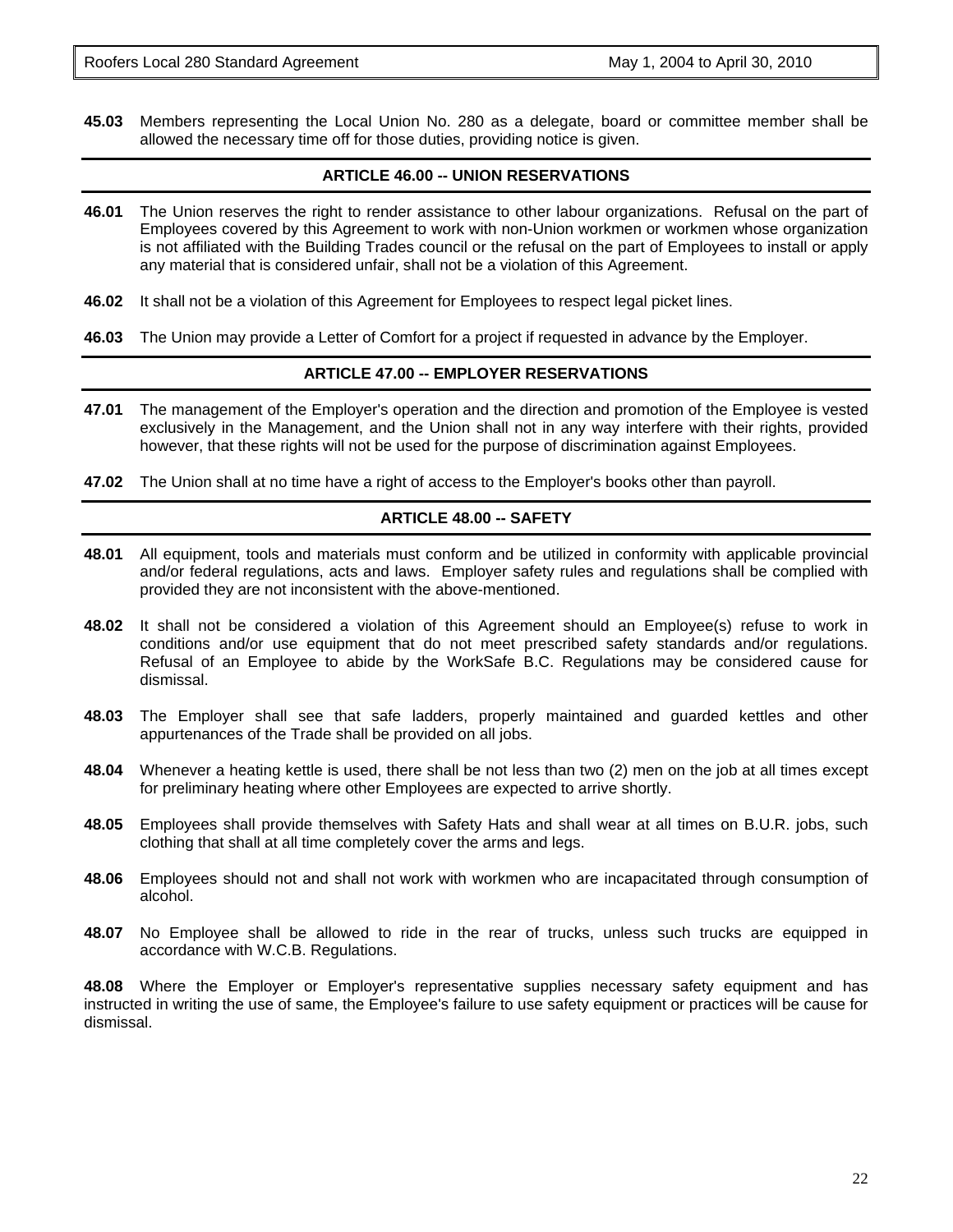**45.03** Members representing the Local Union No. 280 as a delegate, board or committee member shall be allowed the necessary time off for those duties, providing notice is given.

## ARTICLE 46.00 -- UNION RESERVATIONS

**46.01** The Union reserves the right to render assistance to other labour organizations. Refusal on the part of Employees covered by this Agreement to work with non-Union workmen or workmen whose organization is not affiliated with the Building Trades council or the refusal on the part of Employees to install or apply any material that is considered unfair, shall not be a violation of this Agreement.

**46.02** It shall not be a violation of this Agreement for Employees to respect legal picket lines.

**46.03** The Union may provide a Letter of Comfort for a project if requested in advance by the Employer.

## ARTICLE 47.00 -- EMPLOYER RESERVATIONS

**47.01** The management of the Employer's operation and the direction and promotion of the Employee is vested exclusively in the Management, and the Union shall not in any way interfere with their rights, provided however, that these rights will not be used for the purpose of discrimination against Employees.

**47.02** The Union shall at no time have a right of access to the Employer's books other than payroll.

## ARTICLE 48.00 -- SAFETY

**48.01** All equipment, tools and materials must conform and be utilized in conformity with applicable provincial and/or federal regulations, acts and laws. Employer safety rules and regulations shall be complied with provided they are not inconsistent with the above-mentioned.

**48.02** It shall not be considered a violation of this Agreement should an Employee(s) refuse to work in conditions and/or use equipment that do not meet prescribed safety standards and/or regulations. Refusal of an Employee to abide by the WorkSafe B.C. Regulations may be considered cause for dismissal.

**48.03** The Employer shall see that safe ladders, properly maintained and guarded kettles and other appurtenances of the Trade shall be provided on all jobs.

**48.04** Whenever a heating kettle is used, there shall be not less than two (2) men on the job at all times except for preliminary heating where other Employees are expected to arrive shortly.

**48.05** Employees shall provide themselves with Safety Hats and shall wear at all times on B.U.R. jobs, such clothing that shall at all time completely cover the arms and legs.

**48.06** Employees should not and shall not work with workmen who are incapacitated through consumption of alcohol.

**48.07** No Employee shall be allowed to ride in the rear of trucks, unless such trucks are equipped in accordance with W.C.B. Regulations.

**48.08** Where the Employer or Employer's representative supplies necessary safety equipment and has instructed in writing the use of same, the Employee's failure to use safety equipment or practices will be cause for dismissal.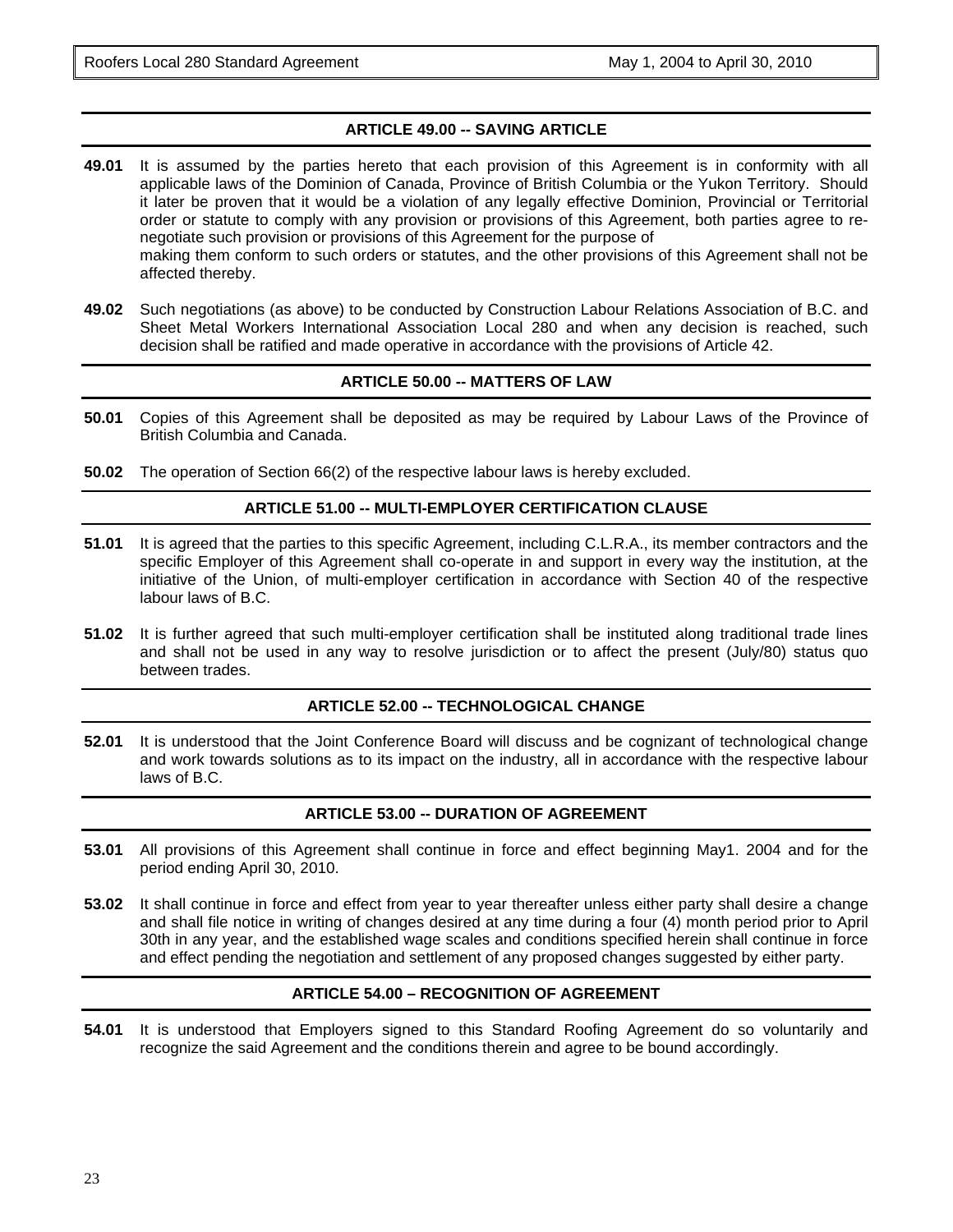## ARTICLE 49.00 -- SAVING ARTICLE

**49.01** It is assumed by the parties hereto that each provision of this Agreement is in conformity with all applicable laws of the Dominion of Canada, Province of British Columbia or the Yukon Territory. Should it later be proven that it would be a violation of any legally effective Dominion, Provincial or Territorial order or statute to comply with any provision or provisions of this Agreement, both parties agree to re-negotiate such provision or provisions of this Agreement for the purpose of making them conform to such orders or statutes, and the other provisions of this Agreement shall not be affected thereby.

**49.02** Such negotiations (as above) to be conducted by Construction Labour Relations Association of B.C. and Sheet Metal Workers International Association Local 280 and when any decision is reached, such decision shall be ratified and made operative in accordance with the provisions of Article 42.

## ARTICLE 50.00 -- MATTERS OF LAW

**50.01** Copies of this Agreement shall be deposited as may be required by Labour Laws of the Province of British Columbia and Canada.

**50.02** The operation of Section 66(2) of the respective labour laws is hereby excluded.

## ARTICLE 51.00 -- MULTI-EMPLOYER CERTIFICATION CLAUSE

**51.01** It is agreed that the parties to this specific Agreement, including C.L.R.A., its member contractors and the specific Employer of this Agreement shall co-operate in and support in every way the institution, at the initiative of the Union, of multi-employer certification in accordance with Section 40 of the respective labour laws of B.C.

**51.02** It is further agreed that such multi-employer certification shall be instituted along traditional trade lines and shall not be used in any way to resolve jurisdiction or to affect the present (July/80) status quo between trades.

## ARTICLE 52.00 -- TECHNOLOGICAL CHANGE

**52.01** It is understood that the Joint Conference Board will discuss and be cognizant of technological change and work towards solutions as to its impact on the industry, all in accordance with the respective labour laws of B.C.

## ARTICLE 53.00 -- DURATION OF AGREEMENT

**53.01** All provisions of this Agreement shall continue in force and effect beginning May1. 2004 and for the period ending April 30, 2010.

**53.02** It shall continue in force and effect from year to year thereafter unless either party shall desire a change and shall file notice in writing of changes desired at any time during a four (4) month period prior to April 30th in any year, and the established wage scales and conditions specified herein shall continue in force and effect pending the negotiation and settlement of any proposed changes suggested by either party.

## ARTICLE 54.00 – RECOGNITION OF AGREEMENT

**54.01** It is understood that Employers signed to this Standard Roofing Agreement do so voluntarily and recognize the said Agreement and the conditions therein and agree to be bound accordingly.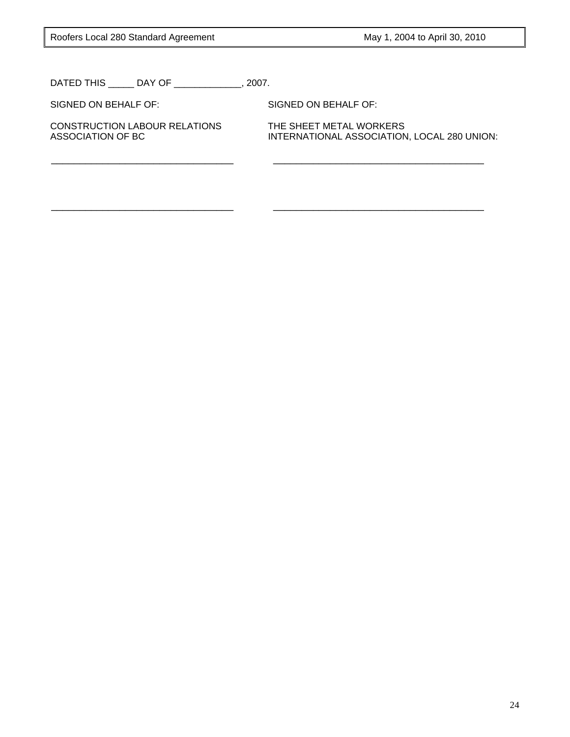DATED THIS _____ DAY OF _____________, 2007.

| SIGNED ON BEHALF OF: | SIGNED ON BEHALF OF: |
|---|---|
| CONSTRUCTION LABOUR RELATIONS ASSOCIATION OF BC | THE SHEET METAL WORKERS INTERNATIONAL ASSOCIATION, LOCAL 280 UNION: |
| ___________________________________ | ________________________________________ |
| ___________________________________ | ________________________________________ |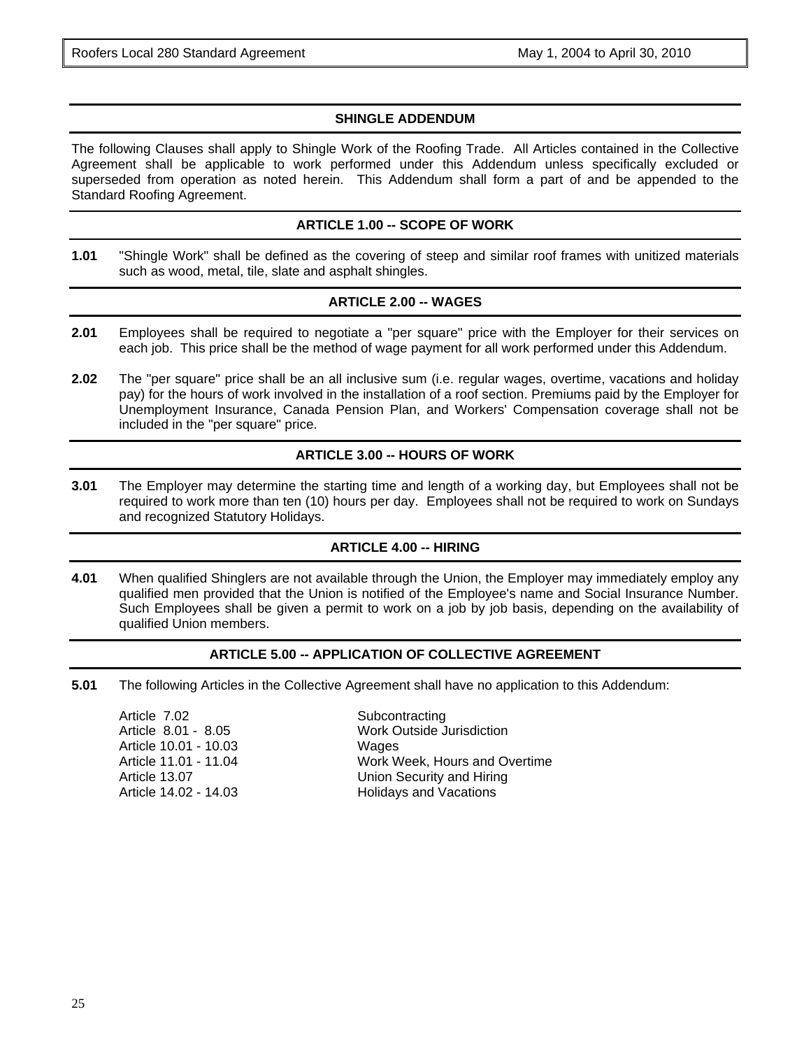## SHINGLE ADDENDUM

The following Clauses shall apply to Shingle Work of the Roofing Trade. All Articles contained in the Collective Agreement shall be applicable to work performed under this Addendum unless specifically excluded or superseded from operation as noted herein. This Addendum shall form a part of and be appended to the Standard Roofing Agreement.

### ARTICLE 1.00 -- SCOPE OF WORK

**1.01** "Shingle Work" shall be defined as the covering of steep and similar roof frames with unitized materials such as wood, metal, tile, slate and asphalt shingles.

### ARTICLE 2.00 -- WAGES

**2.01** Employees shall be required to negotiate a "per square" price with the Employer for their services on each job. This price shall be the method of wage payment for all work performed under this Addendum.

**2.02** The "per square" price shall be an all inclusive sum (i.e. regular wages, overtime, vacations and holiday pay) for the hours of work involved in the installation of a roof section. Premiums paid by the Employer for Unemployment Insurance, Canada Pension Plan, and Workers' Compensation coverage shall not be included in the "per square" price.

### ARTICLE 3.00 -- HOURS OF WORK

**3.01** The Employer may determine the starting time and length of a working day, but Employees shall not be required to work more than ten (10) hours per day. Employees shall not be required to work on Sundays and recognized Statutory Holidays.

### ARTICLE 4.00 -- HIRING

**4.01** When qualified Shinglers are not available through the Union, the Employer may immediately employ any qualified men provided that the Union is notified of the Employee's name and Social Insurance Number. Such Employees shall be given a permit to work on a job by job basis, depending on the availability of qualified Union members.

### ARTICLE 5.00 -- APPLICATION OF COLLECTIVE AGREEMENT

**5.01** The following Articles in the Collective Agreement shall have no application to this Addendum:

| | |
|---|---|
| Article 7.02 | Subcontracting |
| Article 8.01 - 8.05 | Work Outside Jurisdiction |
| Article 10.01 - 10.03 | Wages |
| Article 11.01 - 11.04 | Work Week, Hours and Overtime |
| Article 13.07 | Union Security and Hiring |
| Article 14.02 - 14.03 | Holidays and Vacations |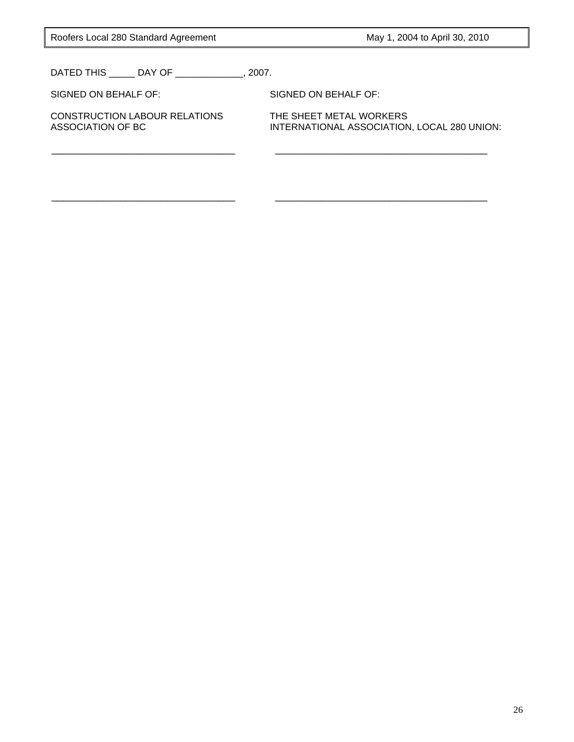DATED THIS _____ DAY OF _____________, 2007.

| SIGNED ON BEHALF OF: | SIGNED ON BEHALF OF: |
|---|---|
| CONSTRUCTION LABOUR RELATIONS ASSOCIATION OF BC | THE SHEET METAL WORKERS INTERNATIONAL ASSOCIATION, LOCAL 280 UNION: |
| ___________________________________ | ___________________________________ |
| ___________________________________ | ___________________________________ |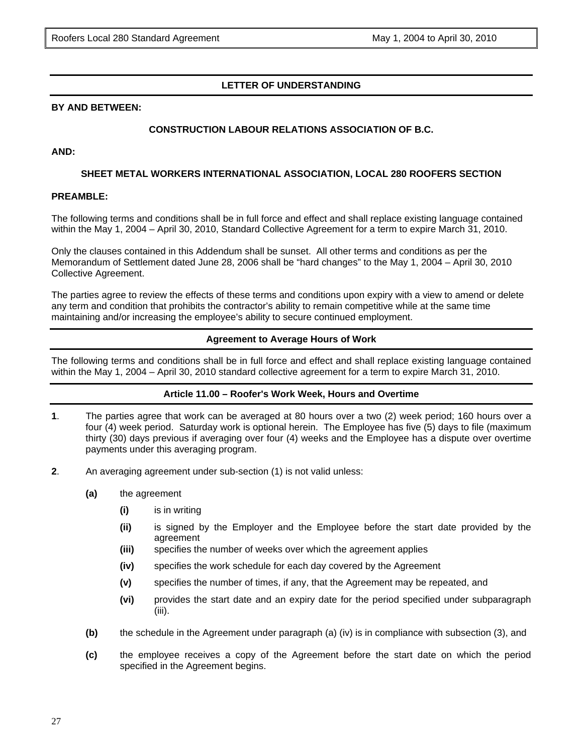## LETTER OF UNDERSTANDING

**BY AND BETWEEN:**

**CONSTRUCTION LABOUR RELATIONS ASSOCIATION OF B.C.**

**AND:**

**SHEET METAL WORKERS INTERNATIONAL ASSOCIATION, LOCAL 280 ROOFERS SECTION**

**PREAMBLE:**

The following terms and conditions shall be in full force and effect and shall replace existing language contained within the May 1, 2004 – April 30, 2010, Standard Collective Agreement for a term to expire March 31, 2010.

Only the clauses contained in this Addendum shall be sunset. All other terms and conditions as per the Memorandum of Settlement dated June 28, 2006 shall be "hard changes" to the May 1, 2004 – April 30, 2010 Collective Agreement.

The parties agree to review the effects of these terms and conditions upon expiry with a view to amend or delete any term and condition that prohibits the contractor's ability to remain competitive while at the same time maintaining and/or increasing the employee's ability to secure continued employment.

### Agreement to Average Hours of Work

The following terms and conditions shall be in full force and effect and shall replace existing language contained within the May 1, 2004 – April 30, 2010 standard collective agreement for a term to expire March 31, 2010.

### Article 11.00 – Roofer's Work Week, Hours and Overtime

**1**. The parties agree that work can be averaged at 80 hours over a two (2) week period; 160 hours over a four (4) week period. Saturday work is optional herein. The Employee has five (5) days to file (maximum thirty (30) days previous if averaging over four (4) weeks and the Employee has a dispute over overtime payments under this averaging program.

**2**. An averaging agreement under sub-section (1) is not valid unless:

- **(a)** the agreement
  - **(i)** is in writing
  - **(ii)** is signed by the Employer and the Employee before the start date provided by the agreement
  - **(iii)** specifies the number of weeks over which the agreement applies
  - **(iv)** specifies the work schedule for each day covered by the Agreement
  - **(v)** specifies the number of times, if any, that the Agreement may be repeated, and
  - **(vi)** provides the start date and an expiry date for the period specified under subparagraph (iii).
- **(b)** the schedule in the Agreement under paragraph (a) (iv) is in compliance with subsection (3), and
- **(c)** the employee receives a copy of the Agreement before the start date on which the period specified in the Agreement begins.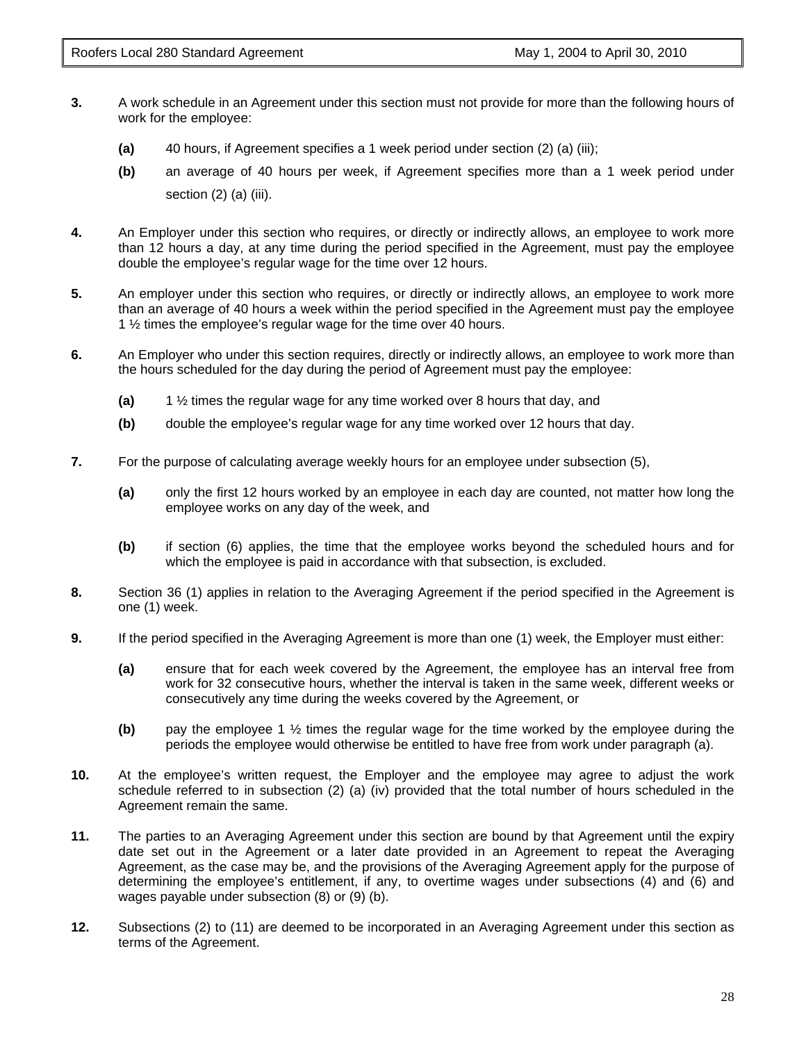**3.** A work schedule in an Agreement under this section must not provide for more than the following hours of work for the employee:

**(a)** 40 hours, if Agreement specifies a 1 week period under section (2) (a) (iii);

**(b)** an average of 40 hours per week, if Agreement specifies more than a 1 week period under section (2) (a) (iii).

**4.** An Employer under this section who requires, or directly or indirectly allows, an employee to work more than 12 hours a day, at any time during the period specified in the Agreement, must pay the employee double the employee's regular wage for the time over 12 hours.

**5.** An employer under this section who requires, or directly or indirectly allows, an employee to work more than an average of 40 hours a week within the period specified in the Agreement must pay the employee 1 ½ times the employee's regular wage for the time over 40 hours.

**6.** An Employer who under this section requires, directly or indirectly allows, an employee to work more than the hours scheduled for the day during the period of Agreement must pay the employee:

**(a)** 1 ½ times the regular wage for any time worked over 8 hours that day, and

**(b)** double the employee's regular wage for any time worked over 12 hours that day.

**7.** For the purpose of calculating average weekly hours for an employee under subsection (5),

**(a)** only the first 12 hours worked by an employee in each day are counted, not matter how long the employee works on any day of the week, and

**(b)** if section (6) applies, the time that the employee works beyond the scheduled hours and for which the employee is paid in accordance with that subsection, is excluded.

**8.** Section 36 (1) applies in relation to the Averaging Agreement if the period specified in the Agreement is one (1) week.

**9.** If the period specified in the Averaging Agreement is more than one (1) week, the Employer must either:

**(a)** ensure that for each week covered by the Agreement, the employee has an interval free from work for 32 consecutive hours, whether the interval is taken in the same week, different weeks or consecutively any time during the weeks covered by the Agreement, or

**(b)** pay the employee 1 ½ times the regular wage for the time worked by the employee during the periods the employee would otherwise be entitled to have free from work under paragraph (a).

**10.** At the employee's written request, the Employer and the employee may agree to adjust the work schedule referred to in subsection (2) (a) (iv) provided that the total number of hours scheduled in the Agreement remain the same.

**11.** The parties to an Averaging Agreement under this section are bound by that Agreement until the expiry date set out in the Agreement or a later date provided in an Agreement to repeat the Averaging Agreement, as the case may be, and the provisions of the Averaging Agreement apply for the purpose of determining the employee's entitlement, if any, to overtime wages under subsections (4) and (6) and wages payable under subsection (8) or (9) (b).

**12.** Subsections (2) to (11) are deemed to be incorporated in an Averaging Agreement under this section as terms of the Agreement.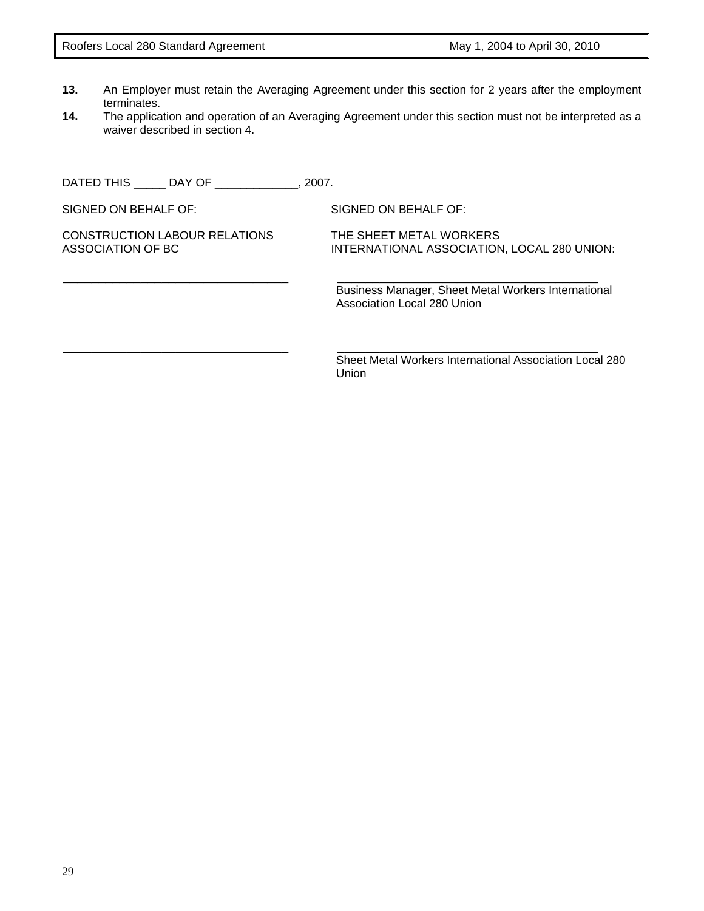**13.** An Employer must retain the Averaging Agreement under this section for 2 years after the employment terminates.

**14.** The application and operation of an Averaging Agreement under this section must not be interpreted as a waiver described in section 4.

DATED THIS _____ DAY OF _____________, 2007.

| SIGNED ON BEHALF OF: | SIGNED ON BEHALF OF: |
| --- | --- |
| CONSTRUCTION LABOUR RELATIONS ASSOCIATION OF BC | THE SHEET METAL WORKERS INTERNATIONAL ASSOCIATION, LOCAL 280 UNION: |
| ___________________________________ | ___________________________________ Business Manager, Sheet Metal Workers International Association Local 280 Union |
| ___________________________________ | ___________________________________ Sheet Metal Workers International Association Local 280 Union |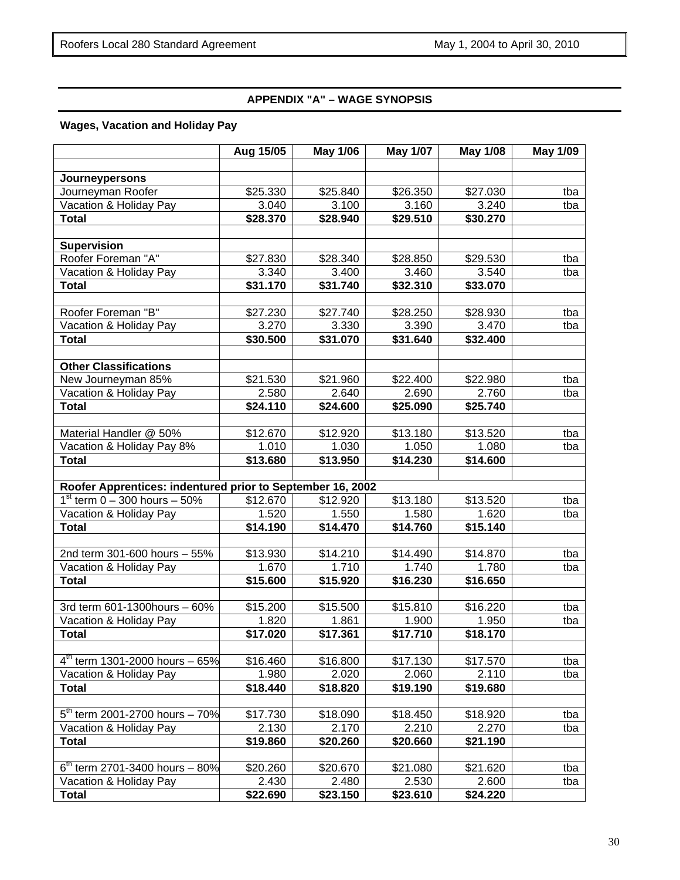## APPENDIX "A" – WAGE SYNOPSIS

### Wages, Vacation and Holiday Pay

| | Aug 15/05 | May 1/06 | May 1/07 | May 1/08 | May 1/09 |
|---|---|---|---|---|---|
| | | | | | |
| **Journeypersons** | | | | | |
| Journeyman Roofer | $25.330 | $25.840 | $26.350 | $27.030 | tba |
| Vacation & Holiday Pay | 3.040 | 3.100 | 3.160 | 3.240 | tba |
| **Total** | **$28.370** | **$28.940** | **$29.510** | **$30.270** | |
| | | | | | |
| **Supervision** | | | | | |
| Roofer Foreman "A" | $27.830 | $28.340 | $28.850 | $29.530 | tba |
| Vacation & Holiday Pay | 3.340 | 3.400 | 3.460 | 3.540 | tba |
| **Total** | **$31.170** | **$31.740** | **$32.310** | **$33.070** | |
| | | | | | |
| Roofer Foreman "B" | $27.230 | $27.740 | $28.250 | $28.930 | tba |
| Vacation & Holiday Pay | 3.270 | 3.330 | 3.390 | 3.470 | tba |
| **Total** | **$30.500** | **$31.070** | **$31.640** | **$32.400** | |
| | | | | | |
| **Other Classifications** | | | | | |
| New Journeyman 85% | $21.530 | $21.960 | $22.400 | $22.980 | tba |
| Vacation & Holiday Pay | 2.580 | 2.640 | 2.690 | 2.760 | tba |
| **Total** | **$24.110** | **$24.600** | **$25.090** | **$25.740** | |
| | | | | | |
| Material Handler @ 50% | $12.670 | $12.920 | $13.180 | $13.520 | tba |
| Vacation & Holiday Pay 8% | 1.010 | 1.030 | 1.050 | 1.080 | tba |
| **Total** | **$13.680** | **$13.950** | **$14.230** | **$14.600** | |
| | | | | | |
| **Roofer Apprentices: indentured prior to September 16, 2002** | | | | | |
| 1st term 0 – 300 hours – 50% | $12.670 | $12.920 | $13.180 | $13.520 | tba |
| Vacation & Holiday Pay | 1.520 | 1.550 | 1.580 | 1.620 | tba |
| **Total** | **$14.190** | **$14.470** | **$14.760** | **$15.140** | |
| | | | | | |
| 2nd term 301-600 hours – 55% | $13.930 | $14.210 | $14.490 | $14.870 | tba |
| Vacation & Holiday Pay | 1.670 | 1.710 | 1.740 | 1.780 | tba |
| **Total** | **$15.600** | **$15.920** | **$16.230** | **$16.650** | |
| | | | | | |
| 3rd term 601-1300hours – 60% | $15.200 | $15.500 | $15.810 | $16.220 | tba |
| Vacation & Holiday Pay | 1.820 | 1.861 | 1.900 | 1.950 | tba |
| **Total** | **$17.020** | **$17.361** | **$17.710** | **$18.170** | |
| | | | | | |
| 4th term 1301-2000 hours – 65% | $16.460 | $16.800 | $17.130 | $17.570 | tba |
| Vacation & Holiday Pay | 1.980 | 2.020 | 2.060 | 2.110 | tba |
| **Total** | **$18.440** | **$18.820** | **$19.190** | **$19.680** | |
| | | | | | |
| 5th term 2001-2700 hours – 70% | $17.730 | $18.090 | $18.450 | $18.920 | tba |
| Vacation & Holiday Pay | 2.130 | 2.170 | 2.210 | 2.270 | tba |
| **Total** | **$19.860** | **$20.260** | **$20.660** | **$21.190** | |
| | | | | | |
| 6th term 2701-3400 hours – 80% | $20.260 | $20.670 | $21.080 | $21.620 | tba |
| Vacation & Holiday Pay | 2.430 | 2.480 | 2.530 | 2.600 | tba |
| **Total** | **$22.690** | **$23.150** | **$23.610** | **$24.220** | |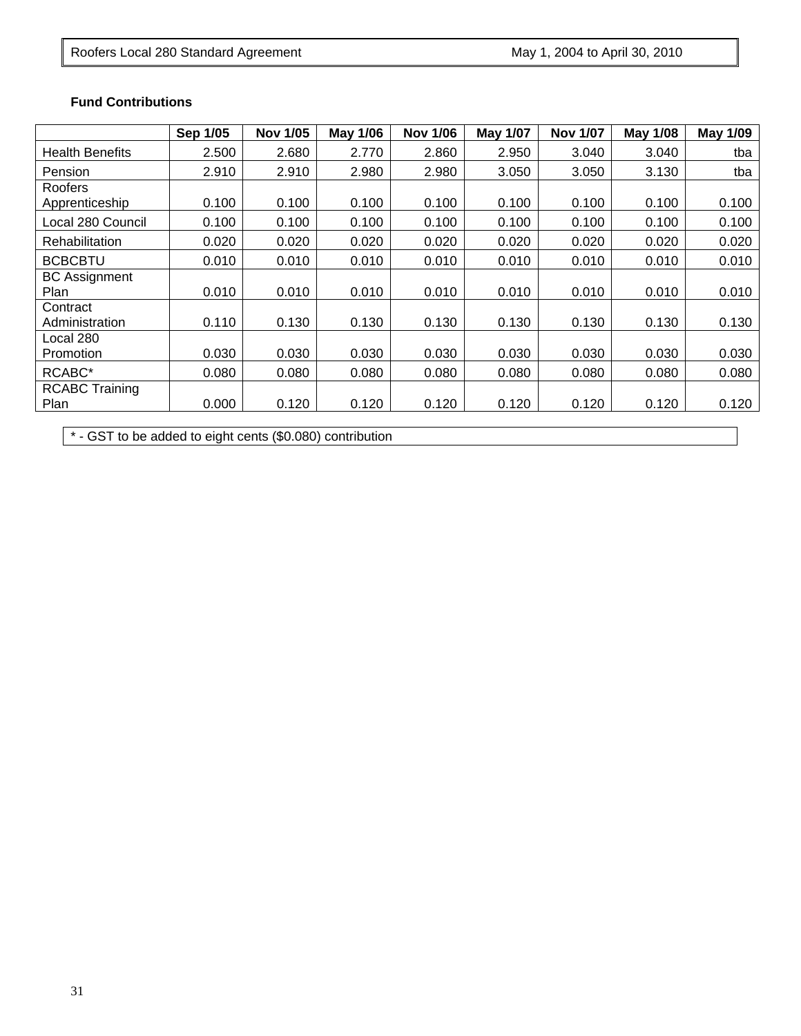**Fund Contributions**

| | Sep 1/05 | Nov 1/05 | May 1/06 | Nov 1/06 | May 1/07 | Nov 1/07 | May 1/08 | May 1/09 |
|---|---|---|---|---|---|---|---|---|
| Health Benefits | 2.500 | 2.680 | 2.770 | 2.860 | 2.950 | 3.040 | 3.040 | tba |
| Pension | 2.910 | 2.910 | 2.980 | 2.980 | 3.050 | 3.050 | 3.130 | tba |
| Roofers Apprenticeship | 0.100 | 0.100 | 0.100 | 0.100 | 0.100 | 0.100 | 0.100 | 0.100 |
| Local 280 Council | 0.100 | 0.100 | 0.100 | 0.100 | 0.100 | 0.100 | 0.100 | 0.100 |
| Rehabilitation | 0.020 | 0.020 | 0.020 | 0.020 | 0.020 | 0.020 | 0.020 | 0.020 |
| BCBCBTU | 0.010 | 0.010 | 0.010 | 0.010 | 0.010 | 0.010 | 0.010 | 0.010 |
| BC Assignment Plan | 0.010 | 0.010 | 0.010 | 0.010 | 0.010 | 0.010 | 0.010 | 0.010 |
| Contract Administration | 0.110 | 0.130 | 0.130 | 0.130 | 0.130 | 0.130 | 0.130 | 0.130 |
| Local 280 Promotion | 0.030 | 0.030 | 0.030 | 0.030 | 0.030 | 0.030 | 0.030 | 0.030 |
| RCABC* | 0.080 | 0.080 | 0.080 | 0.080 | 0.080 | 0.080 | 0.080 | 0.080 |
| RCABC Training Plan | 0.000 | 0.120 | 0.120 | 0.120 | 0.120 | 0.120 | 0.120 | 0.120 |

* - GST to be added to eight cents ($0.080) contribution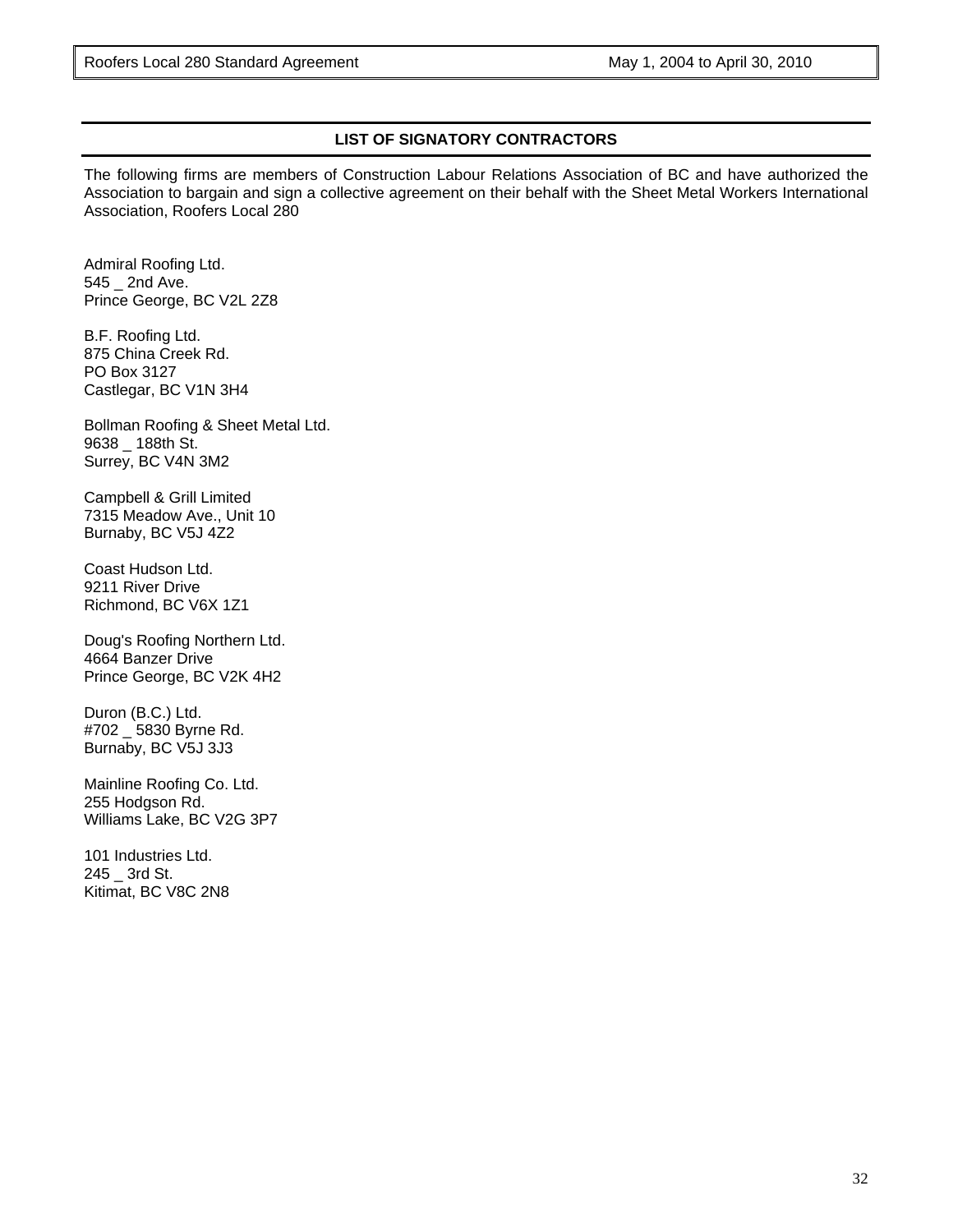## LIST OF SIGNATORY CONTRACTORS

The following firms are members of Construction Labour Relations Association of BC and have authorized the Association to bargain and sign a collective agreement on their behalf with the Sheet Metal Workers International Association, Roofers Local 280

Admiral Roofing Ltd.
545 _ 2nd Ave.
Prince George, BC V2L 2Z8

B.F. Roofing Ltd.
875 China Creek Rd.
PO Box 3127
Castlegar, BC V1N 3H4

Bollman Roofing & Sheet Metal Ltd.
9638 _ 188th St.
Surrey, BC V4N 3M2

Campbell & Grill Limited
7315 Meadow Ave., Unit 10
Burnaby, BC V5J 4Z2

Coast Hudson Ltd.
9211 River Drive
Richmond, BC V6X 1Z1

Doug's Roofing Northern Ltd.
4664 Banzer Drive
Prince George, BC V2K 4H2

Duron (B.C.) Ltd.
#702 _ 5830 Byrne Rd.
Burnaby, BC V5J 3J3

Mainline Roofing Co. Ltd.
255 Hodgson Rd.
Williams Lake, BC V2G 3P7

101 Industries Ltd.
245 _ 3rd St.
Kitimat, BC V8C 2N8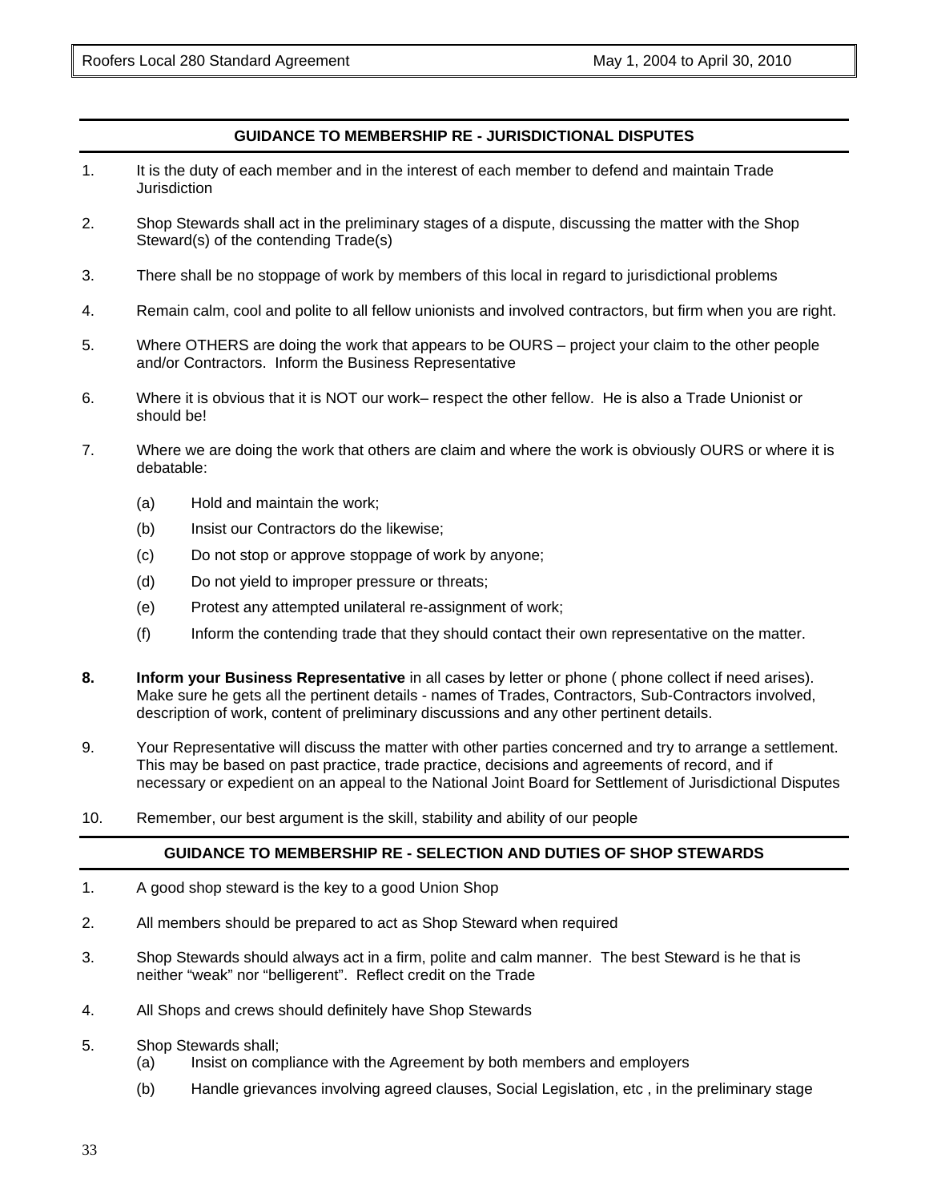## GUIDANCE TO MEMBERSHIP RE - JURISDICTIONAL DISPUTES

1. It is the duty of each member and in the interest of each member to defend and maintain Trade Jurisdiction

2. Shop Stewards shall act in the preliminary stages of a dispute, discussing the matter with the Shop Steward(s) of the contending Trade(s)

3. There shall be no stoppage of work by members of this local in regard to jurisdictional problems

4. Remain calm, cool and polite to all fellow unionists and involved contractors, but firm when you are right.

5. Where OTHERS are doing the work that appears to be OURS – project your claim to the other people and/or Contractors. Inform the Business Representative

6. Where it is obvious that it is NOT our work– respect the other fellow. He is also a Trade Unionist or should be!

7. Where we are doing the work that others are claim and where the work is obviously OURS or where it is debatable:

   (a) Hold and maintain the work;

   (b) Insist our Contractors do the likewise;

   (c) Do not stop or approve stoppage of work by anyone;

   (d) Do not yield to improper pressure or threats;

   (e) Protest any attempted unilateral re-assignment of work;

   (f) Inform the contending trade that they should contact their own representative on the matter.

**8.** **Inform your Business Representative** in all cases by letter or phone ( phone collect if need arises). Make sure he gets all the pertinent details - names of Trades, Contractors, Sub-Contractors involved, description of work, content of preliminary discussions and any other pertinent details.

9. Your Representative will discuss the matter with other parties concerned and try to arrange a settlement. This may be based on past practice, trade practice, decisions and agreements of record, and if necessary or expedient on an appeal to the National Joint Board for Settlement of Jurisdictional Disputes

10. Remember, our best argument is the skill, stability and ability of our people

## GUIDANCE TO MEMBERSHIP RE - SELECTION AND DUTIES OF SHOP STEWARDS

1. A good shop steward is the key to a good Union Shop

2. All members should be prepared to act as Shop Steward when required

3. Shop Stewards should always act in a firm, polite and calm manner. The best Steward is he that is neither "weak" nor "belligerent". Reflect credit on the Trade

4. All Shops and crews should definitely have Shop Stewards

5. Shop Stewards shall;

   (a) Insist on compliance with the Agreement by both members and employers

   (b) Handle grievances involving agreed clauses, Social Legislation, etc , in the preliminary stage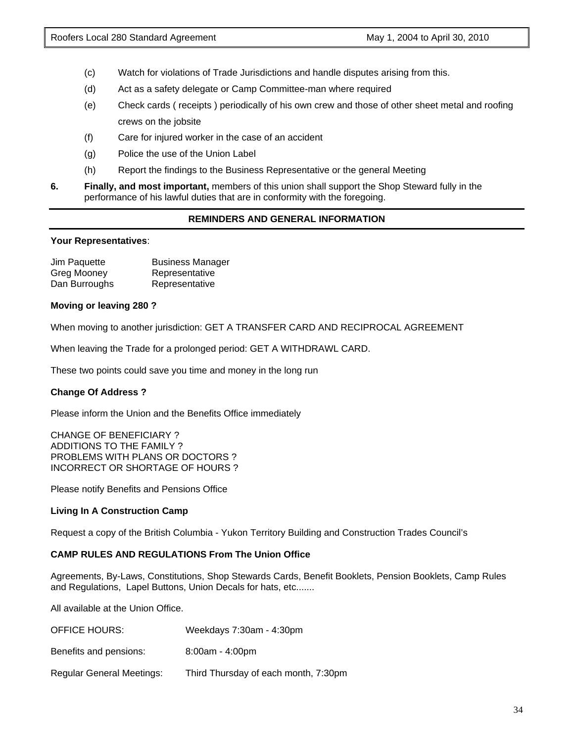(c) Watch for violations of Trade Jurisdictions and handle disputes arising from this.

(d) Act as a safety delegate or Camp Committee-man where required

(e) Check cards ( receipts ) periodically of his own crew and those of other sheet metal and roofing crews on the jobsite

(f) Care for injured worker in the case of an accident

(g) Police the use of the Union Label

(h) Report the findings to the Business Representative or the general Meeting

**6.** **Finally, and most important,** members of this union shall support the Shop Steward fully in the performance of his lawful duties that are in conformity with the foregoing.

## REMINDERS AND GENERAL INFORMATION

**Your Representatives**:

| | |
|---|---|
| Jim Paquette | Business Manager |
| Greg Mooney | Representative |
| Dan Burroughs | Representative |

**Moving or leaving 280 ?**

When moving to another jurisdiction: GET A TRANSFER CARD AND RECIPROCAL AGREEMENT

When leaving the Trade for a prolonged period: GET A WITHDRAWL CARD.

These two points could save you time and money in the long run

**Change Of Address ?**

Please inform the Union and the Benefits Office immediately

CHANGE OF BENEFICIARY ?
ADDITIONS TO THE FAMILY ?
PROBLEMS WITH PLANS OR DOCTORS ?
INCORRECT OR SHORTAGE OF HOURS ?

Please notify Benefits and Pensions Office

**Living In A Construction Camp**

Request a copy of the British Columbia - Yukon Territory Building and Construction Trades Council's

**CAMP RULES AND REGULATIONS From The Union Office**

Agreements, By-Laws, Constitutions, Shop Stewards Cards, Benefit Booklets, Pension Booklets, Camp Rules and Regulations, Lapel Buttons, Union Decals for hats, etc.......

All available at the Union Office.

| | |
|---|---|
| OFFICE HOURS: | Weekdays 7:30am - 4:30pm |
| Benefits and pensions: | 8:00am - 4:00pm |
| Regular General Meetings: | Third Thursday of each month, 7:30pm |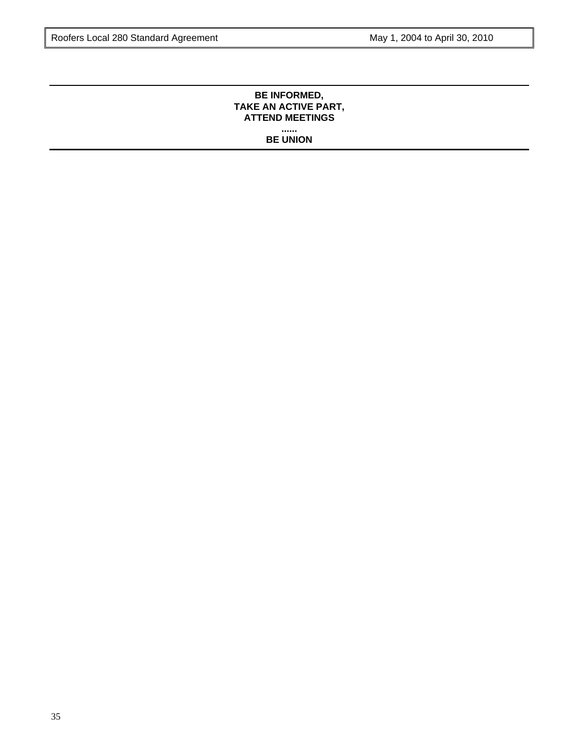---

**BE INFORMED,**
**TAKE AN ACTIVE PART,**
**ATTEND MEETINGS**
**......**
**BE UNION**

---